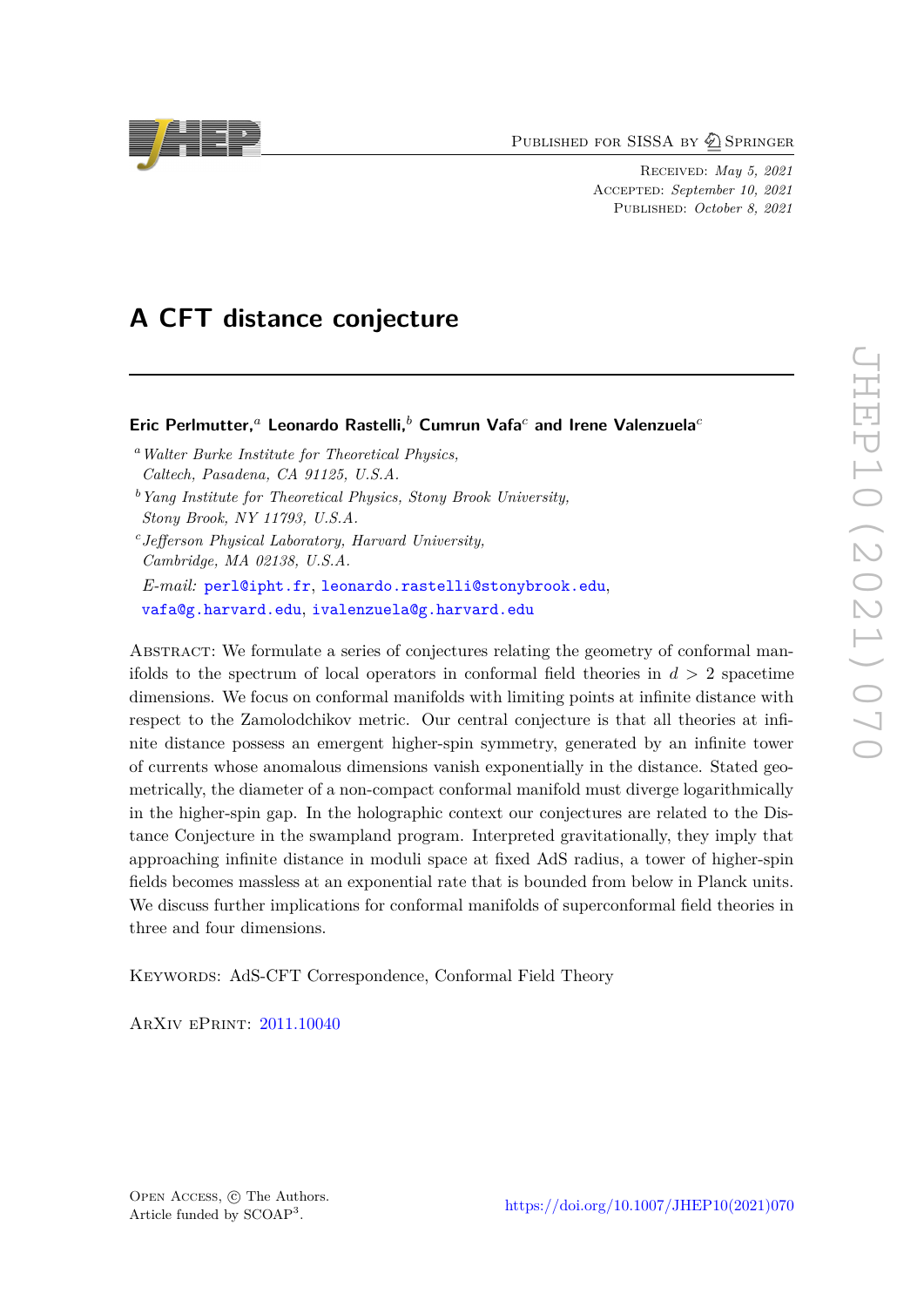# A CFT distance conjecture

**Eric Perlmutter,[a] Leonardo Rastelli,[b] Cumrun Vafa[c] and Irene Valenzuela[c]**

[a] *Walter Burke Institute for Theoretical Physics, Caltech, Pasadena, CA 91125, U.S.A.*

[b] *Yang Institute for Theoretical Physics, Stony Brook University, Stony Brook, NY 11793, U.S.A.*

[c] *Jefferson Physical Laboratory, Harvard University, Cambridge, MA 02138, U.S.A.*

*E-mail:* perl@ipht.fr, leonardo.rastelli@stonybrook.edu, vafa@g.harvard.edu, ivalenzuela@g.harvard.edu

Abstract: We formulate a series of conjectures relating the geometry of conformal manifolds to the spectrum of local operators in conformal field theories in $d > 2$ spacetime dimensions. We focus on conformal manifolds with limiting points at infinite distance with respect to the Zamolodchikov metric. Our central conjecture is that all theories at infinite distance possess an emergent higher-spin symmetry, generated by an infinite tower of currents whose anomalous dimensions vanish exponentially in the distance. Stated geometrically, the diameter of a non-compact conformal manifold must diverge logarithmically in the higher-spin gap. In the holographic context our conjectures are related to the Distance Conjecture in the swampland program. Interpreted gravitationally, they imply that approaching infinite distance in moduli space at fixed AdS radius, a tower of higher-spin fields becomes massless at an exponential rate that is bounded from below in Planck units. We discuss further implications for conformal manifolds of superconformal field theories in three and four dimensions.

Keywords: AdS-CFT Correspondence, Conformal Field Theory

ArXiv ePrint: 2011.10040

Open Access, © The Authors.
Article funded by SCOAP[3].

https://doi.org/10.1007/JHEP10(2021)070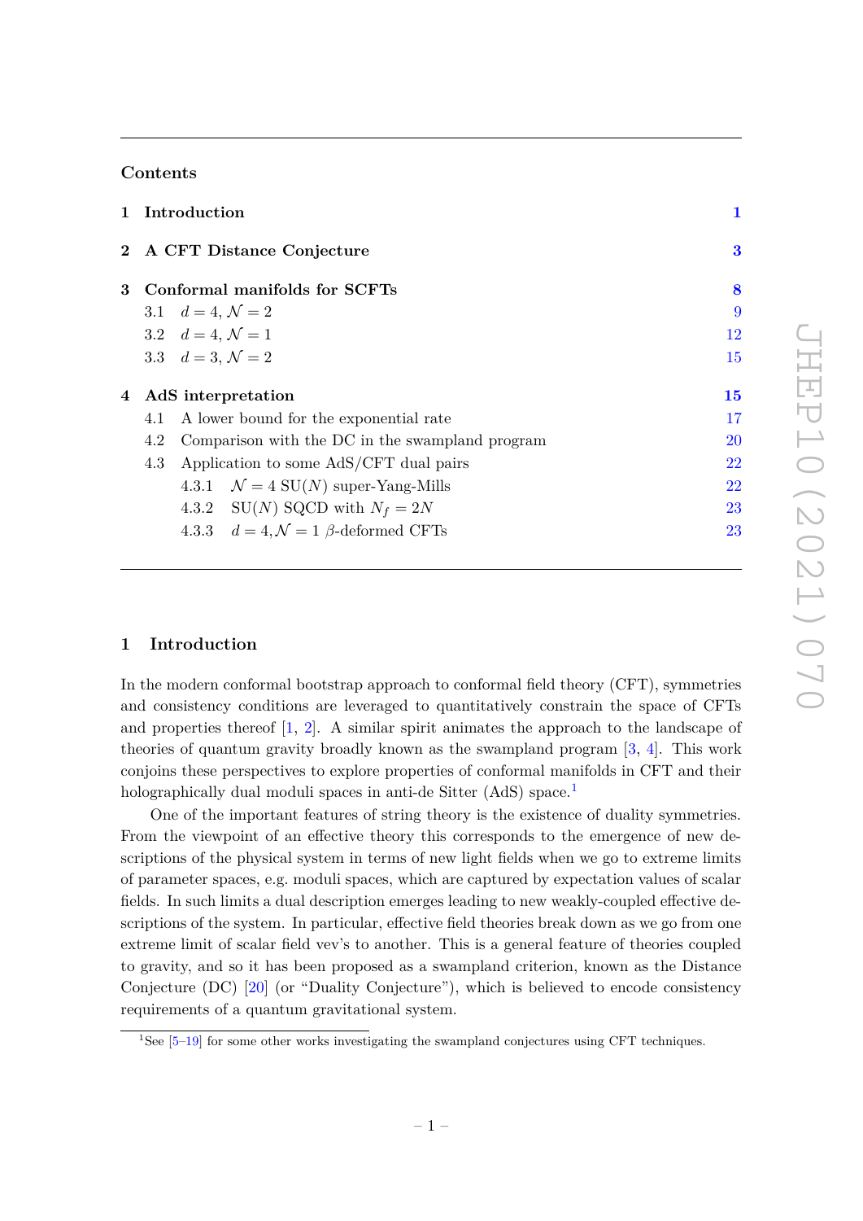## Contents

| | | |
|---|---|---|
| **1** | **Introduction** | **1** |
| **2** | **A CFT Distance Conjecture** | **3** |
| **3** | **Conformal manifolds for SCFTs** | **8** |
| 3.1 | $d = 4$, $\mathcal{N} = 2$ | 9 |
| 3.2 | $d = 4$, $\mathcal{N} = 1$ | 12 |
| 3.3 | $d = 3$, $\mathcal{N} = 2$ | 15 |
| **4** | **AdS interpretation** | **15** |
| 4.1 | A lower bound for the exponential rate | 17 |
| 4.2 | Comparison with the DC in the swampland program | 20 |
| 4.3 | Application to some AdS/CFT dual pairs | 22 |
| 4.3.1 | $\mathcal{N} = 4$ SU($N$) super-Yang-Mills | 22 |
| 4.3.2 | SU($N$) SQCD with $N_f = 2N$ | 23 |
| 4.3.3 | $d = 4, \mathcal{N} = 1$ $\beta$-deformed CFTs | 23 |

# 1 Introduction

In the modern conformal bootstrap approach to conformal field theory (CFT), symmetries and consistency conditions are leveraged to quantitatively constrain the space of CFTs and properties thereof [1, 2]. A similar spirit animates the approach to the landscape of theories of quantum gravity broadly known as the swampland program [3, 4]. This work conjoins these perspectives to explore properties of conformal manifolds in CFT and their holographically dual moduli spaces in anti-de Sitter (AdS) space.[1]

One of the important features of string theory is the existence of duality symmetries. From the viewpoint of an effective theory this corresponds to the emergence of new descriptions of the physical system in terms of new light fields when we go to extreme limits of parameter spaces, e.g. moduli spaces, which are captured by expectation values of scalar fields. In such limits a dual description emerges leading to new weakly-coupled effective descriptions of the system. In particular, effective field theories break down as we go from one extreme limit of scalar field vev's to another. This is a general feature of theories coupled to gravity, and so it has been proposed as a swampland criterion, known as the Distance Conjecture (DC) [20] (or "Duality Conjecture"), which is believed to encode consistency requirements of a quantum gravitational system.

[1] See [5–19] for some other works investigating the swampland conjectures using CFT techniques.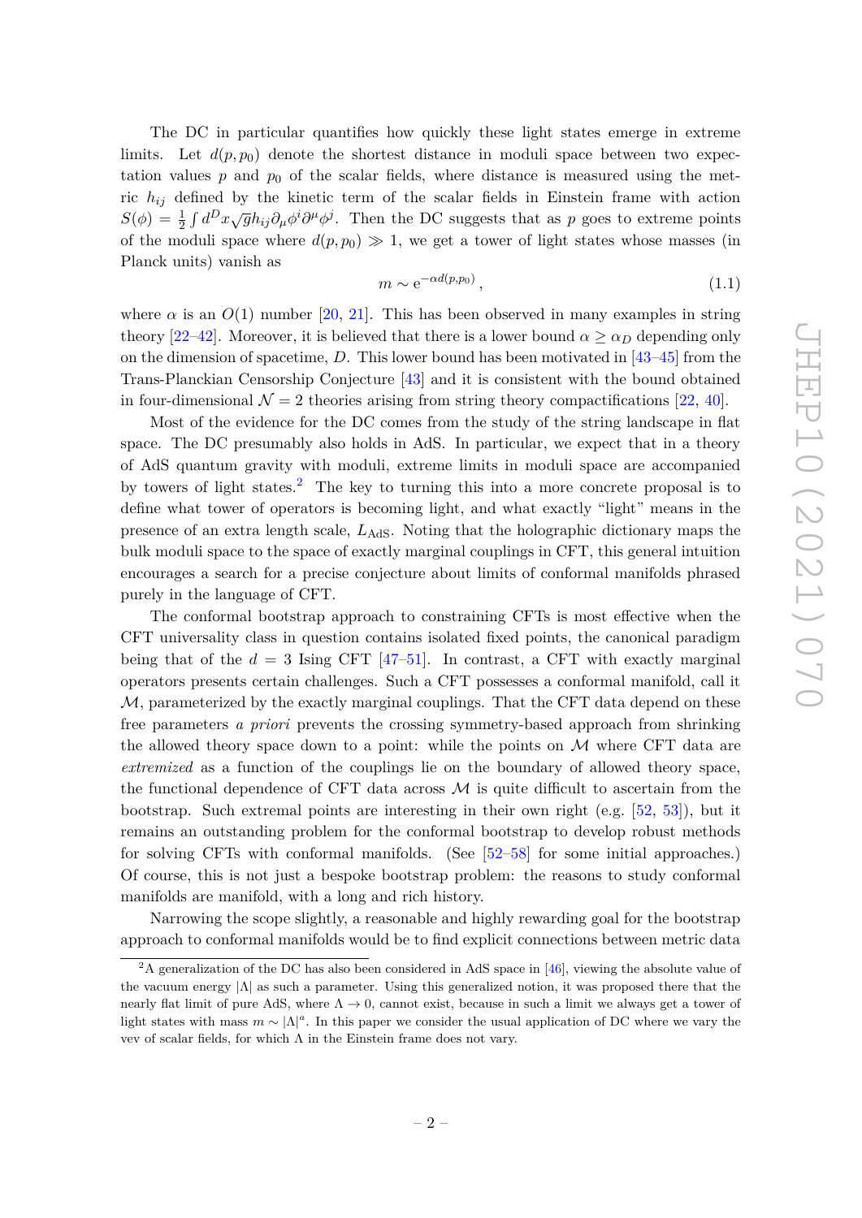The DC in particular quantifies how quickly these light states emerge in extreme limits. Let $d(p, p_0)$ denote the shortest distance in moduli space between two expectation values $p$ and $p_0$ of the scalar fields, where distance is measured using the metric $h_{ij}$ defined by the kinetic term of the scalar fields in Einstein frame with action $S(\phi) = \frac{1}{2}\int d^D x \sqrt{g} h_{ij} \partial_\mu \phi^i \partial^\mu \phi^j$. Then the DC suggests that as $p$ goes to extreme points of the moduli space where $d(p, p_0) \gg 1$, we get a tower of light states whose masses (in Planck units) vanish as

$$m \sim \mathrm{e}^{-\alpha d(p,p_0)}\,, \tag{1.1}$$

where $\alpha$ is an $O(1)$ number [20, 21]. This has been observed in many examples in string theory [22–42]. Moreover, it is believed that there is a lower bound $\alpha \geq \alpha_D$ depending only on the dimension of spacetime, $D$. This lower bound has been motivated in [43–45] from the Trans-Planckian Censorship Conjecture [43] and it is consistent with the bound obtained in four-dimensional $\mathcal{N} = 2$ theories arising from string theory compactifications [22, 40].

Most of the evidence for the DC comes from the study of the string landscape in flat space. The DC presumably also holds in AdS. In particular, we expect that in a theory of AdS quantum gravity with moduli, extreme limits in moduli space are accompanied by towers of light states.[2] The key to turning this into a more concrete proposal is to define what tower of operators is becoming light, and what exactly "light" means in the presence of an extra length scale, $L_{\text{AdS}}$. Noting that the holographic dictionary maps the bulk moduli space to the space of exactly marginal couplings in CFT, this general intuition encourages a search for a precise conjecture about limits of conformal manifolds phrased purely in the language of CFT.

The conformal bootstrap approach to constraining CFTs is most effective when the CFT universality class in question contains isolated fixed points, the canonical paradigm being that of the $d = 3$ Ising CFT [47–51]. In contrast, a CFT with exactly marginal operators presents certain challenges. Such a CFT possesses a conformal manifold, call it $\mathcal{M}$, parameterized by the exactly marginal couplings. That the CFT data depend on these free parameters *a priori* prevents the crossing symmetry-based approach from shrinking the allowed theory space down to a point: while the points on $\mathcal{M}$ where CFT data are *extremized* as a function of the couplings lie on the boundary of allowed theory space, the functional dependence of CFT data across $\mathcal{M}$ is quite difficult to ascertain from the bootstrap. Such extremal points are interesting in their own right (e.g. [52, 53]), but it remains an outstanding problem for the conformal bootstrap to develop robust methods for solving CFTs with conformal manifolds. (See [52–58] for some initial approaches.) Of course, this is not just a bespoke bootstrap problem: the reasons to study conformal manifolds are manifold, with a long and rich history.

Narrowing the scope slightly, a reasonable and highly rewarding goal for the bootstrap approach to conformal manifolds would be to find explicit connections between metric data

---

[2] A generalization of the DC has also been considered in AdS space in [46], viewing the absolute value of the vacuum energy $|\Lambda|$ as such a parameter. Using this generalized notion, it was proposed there that the nearly flat limit of pure AdS, where $\Lambda \to 0$, cannot exist, because in such a limit we always get a tower of light states with mass $m \sim |\Lambda|^a$. In this paper we consider the usual application of DC where we vary the vev of scalar fields, for which $\Lambda$ in the Einstein frame does not vary.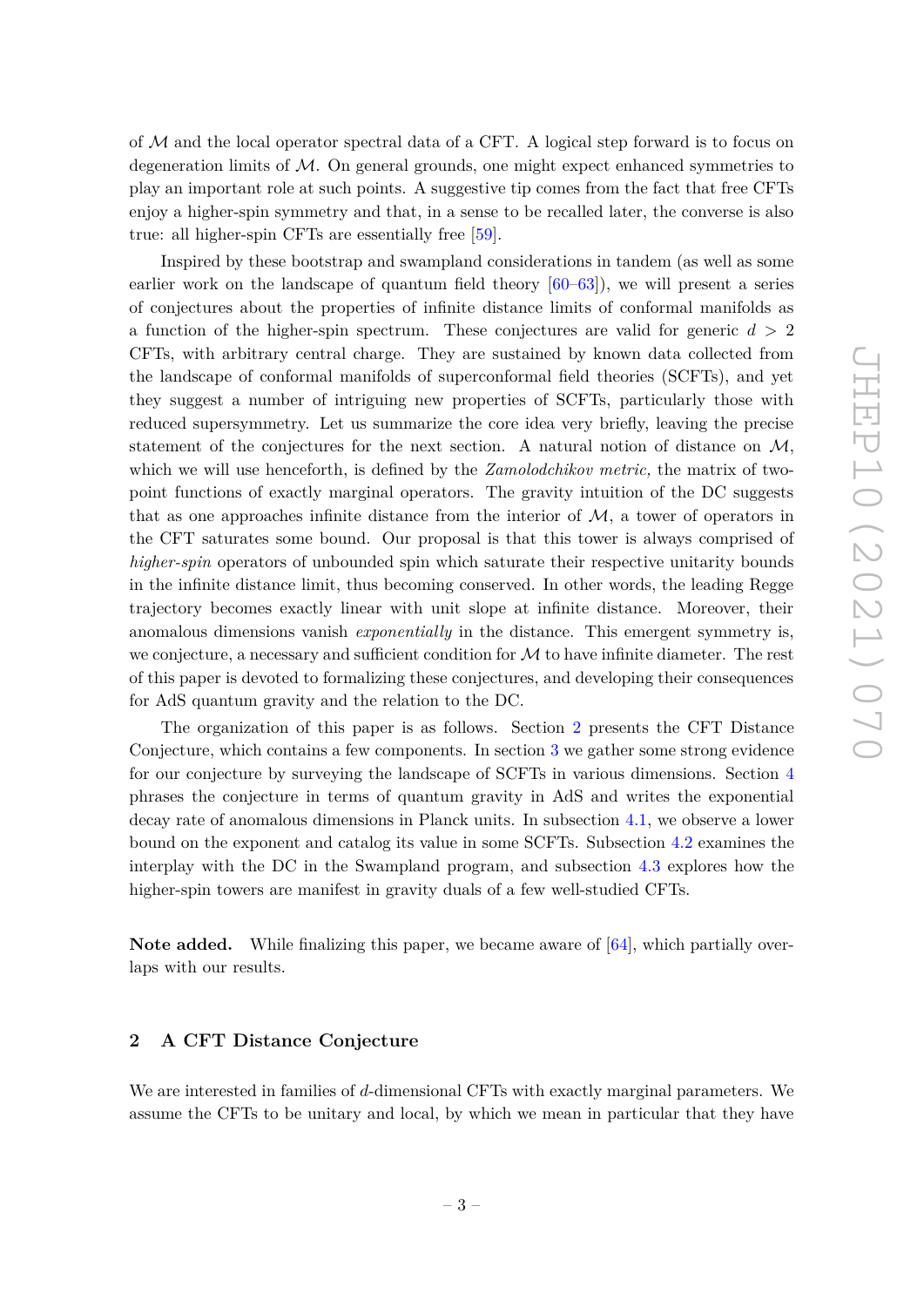of $\mathcal{M}$ and the local operator spectral data of a CFT. A logical step forward is to focus on degeneration limits of $\mathcal{M}$. On general grounds, one might expect enhanced symmetries to play an important role at such points. A suggestive tip comes from the fact that free CFTs enjoy a higher-spin symmetry and that, in a sense to be recalled later, the converse is also true: all higher-spin CFTs are essentially free [59].

Inspired by these bootstrap and swampland considerations in tandem (as well as some earlier work on the landscape of quantum field theory [60–63]), we will present a series of conjectures about the properties of infinite distance limits of conformal manifolds as a function of the higher-spin spectrum. These conjectures are valid for generic $d > 2$ CFTs, with arbitrary central charge. They are sustained by known data collected from the landscape of conformal manifolds of superconformal field theories (SCFTs), and yet they suggest a number of intriguing new properties of SCFTs, particularly those with reduced supersymmetry. Let us summarize the core idea very briefly, leaving the precise statement of the conjectures for the next section. A natural notion of distance on $\mathcal{M}$, which we will use henceforth, is defined by the *Zamolodchikov metric,* the matrix of two-point functions of exactly marginal operators. The gravity intuition of the DC suggests that as one approaches infinite distance from the interior of $\mathcal{M}$, a tower of operators in the CFT saturates some bound. Our proposal is that this tower is always comprised of *higher-spin* operators of unbounded spin which saturate their respective unitarity bounds in the infinite distance limit, thus becoming conserved. In other words, the leading Regge trajectory becomes exactly linear with unit slope at infinite distance. Moreover, their anomalous dimensions vanish *exponentially* in the distance. This emergent symmetry is, we conjecture, a necessary and sufficient condition for $\mathcal{M}$ to have infinite diameter. The rest of this paper is devoted to formalizing these conjectures, and developing their consequences for AdS quantum gravity and the relation to the DC.

The organization of this paper is as follows. Section 2 presents the CFT Distance Conjecture, which contains a few components. In section 3 we gather some strong evidence for our conjecture by surveying the landscape of SCFTs in various dimensions. Section 4 phrases the conjecture in terms of quantum gravity in AdS and writes the exponential decay rate of anomalous dimensions in Planck units. In subsection 4.1, we observe a lower bound on the exponent and catalog its value in some SCFTs. Subsection 4.2 examines the interplay with the DC in the Swampland program, and subsection 4.3 explores how the higher-spin towers are manifest in gravity duals of a few well-studied CFTs.

**Note added.** While finalizing this paper, we became aware of [64], which partially overlaps with our results.

## 2 A CFT Distance Conjecture

We are interested in families of $d$-dimensional CFTs with exactly marginal parameters. We assume the CFTs to be unitary and local, by which we mean in particular that they have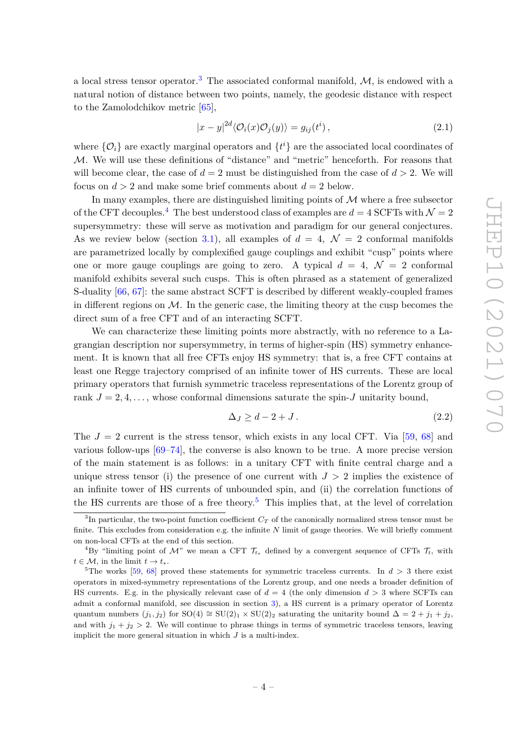a local stress tensor operator.[3] The associated conformal manifold, $\mathcal{M}$, is endowed with a natural notion of distance between two points, namely, the geodesic distance with respect to the Zamolodchikov metric [65],

$$|x-y|^{2d}\langle \mathcal{O}_i(x)\mathcal{O}_j(y)\rangle = g_{ij}(t^i)\,, \tag{2.1}$$

where $\{\mathcal{O}_i\}$ are exactly marginal operators and $\{t^i\}$ are the associated local coordinates of $\mathcal{M}$. We will use these definitions of "distance" and "metric" henceforth. For reasons that will become clear, the case of $d=2$ must be distinguished from the case of $d>2$. We will focus on $d>2$ and make some brief comments about $d=2$ below.

In many examples, there are distinguished limiting points of $\mathcal{M}$ where a free subsector of the CFT decouples.[4] The best understood class of examples are $d=4$ SCFTs with $\mathcal{N}=2$ supersymmetry: these will serve as motivation and paradigm for our general conjectures. As we review below (section 3.1), all examples of $d=4$, $\mathcal{N}=2$ conformal manifolds are parametrized locally by complexified gauge couplings and exhibit "cusp" points where one or more gauge couplings are going to zero. A typical $d=4$, $\mathcal{N}=2$ conformal manifold exhibits several such cusps. This is often phrased as a statement of generalized S-duality [66, 67]: the same abstract SCFT is described by different weakly-coupled frames in different regions on $\mathcal{M}$. In the generic case, the limiting theory at the cusp becomes the direct sum of a free CFT and of an interacting SCFT.

We can characterize these limiting points more abstractly, with no reference to a Lagrangian description nor supersymmetry, in terms of higher-spin (HS) symmetry enhancement. It is known that all free CFTs enjoy HS symmetry: that is, a free CFT contains at least one Regge trajectory comprised of an infinite tower of HS currents. These are local primary operators that furnish symmetric traceless representations of the Lorentz group of rank $J=2,4,\ldots$, whose conformal dimensions saturate the spin-$J$ unitarity bound,

$$\Delta_J \geq d-2+J\,. \tag{2.2}$$

The $J=2$ current is the stress tensor, which exists in any local CFT. Via [59, 68] and various follow-ups [69–74], the converse is also known to be true. A more precise version of the main statement is as follows: in a unitary CFT with finite central charge and a unique stress tensor (i) the presence of one current with $J>2$ implies the existence of an infinite tower of HS currents of unbounded spin, and (ii) the correlation functions of the HS currents are those of a free theory.[5] This implies that, at the level of correlation

---

[3] In particular, the two-point function coefficient $C_T$ of the canonically normalized stress tensor must be finite. This excludes from consideration e.g. the infinite $N$ limit of gauge theories. We will briefly comment on non-local CFTs at the end of this section.

[4] By "limiting point of $\mathcal{M}$" we mean a CFT $\mathcal{T}_{t_*}$ defined by a convergent sequence of CFTs $\mathcal{T}_t$, with $t\in\mathcal{M}$, in the limit $t\to t_*$.

[5] The works [59, 68] proved these statements for symmetric traceless currents. In $d>3$ there exist operators in mixed-symmetry representations of the Lorentz group, and one needs a broader definition of HS currents. E.g. in the physically relevant case of $d=4$ (the only dimension $d>3$ where SCFTs can admit a conformal manifold, see discussion in section 3), a HS current is a primary operator of Lorentz quantum numbers $(j_1,j_2)$ for $SO(4)\cong SU(2)_1\times SU(2)_2$ saturating the unitarity bound $\Delta=2+j_1+j_2$, and with $j_1+j_2>2$. We will continue to phrase things in terms of symmetric traceless tensors, leaving implicit the more general situation in which $J$ is a multi-index.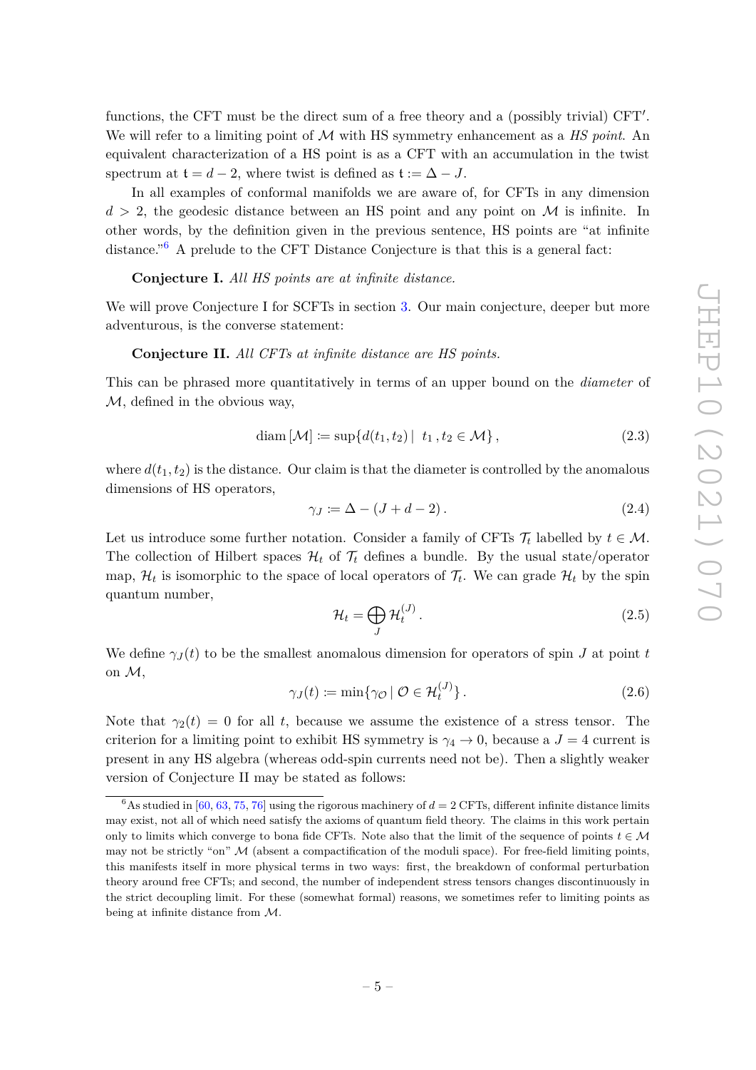functions, the CFT must be the direct sum of a free theory and a (possibly trivial) CFT$'$. We will refer to a limiting point of $\mathcal{M}$ with HS symmetry enhancement as a *HS point*. An equivalent characterization of a HS point is as a CFT with an accumulation in the twist spectrum at $\mathfrak{t} = d-2$, where twist is defined as $\mathfrak{t} := \Delta - J$.

In all examples of conformal manifolds we are aware of, for CFTs in any dimension $d > 2$, the geodesic distance between an HS point and any point on $\mathcal{M}$ is infinite. In other words, by the definition given in the previous sentence, HS points are "at infinite distance."[6] A prelude to the CFT Distance Conjecture is that this is a general fact:

**Conjecture I.** *All HS points are at infinite distance.*

We will prove Conjecture I for SCFTs in section 3. Our main conjecture, deeper but more adventurous, is the converse statement:

**Conjecture II.** *All CFTs at infinite distance are HS points.*

This can be phrased more quantitatively in terms of an upper bound on the *diameter* of $\mathcal{M}$, defined in the obvious way,

$$\text{diam}\,[\mathcal{M}] \coloneqq \sup\{d(t_1, t_2)\,|\,\; t_1\,, t_2 \in \mathcal{M}\}\,, \tag{2.3}$$

where $d(t_1, t_2)$ is the distance. Our claim is that the diameter is controlled by the anomalous dimensions of HS operators,

$$\gamma_J \coloneqq \Delta - (J + d - 2)\,. \tag{2.4}$$

Let us introduce some further notation. Consider a family of CFTs $\mathcal{T}_t$ labelled by $t \in \mathcal{M}$. The collection of Hilbert spaces $\mathcal{H}_t$ of $\mathcal{T}_t$ defines a bundle. By the usual state/operator map, $\mathcal{H}_t$ is isomorphic to the space of local operators of $\mathcal{T}_t$. We can grade $\mathcal{H}_t$ by the spin quantum number,

$$\mathcal{H}_t = \bigoplus_J \mathcal{H}_t^{(J)}\,. \tag{2.5}$$

We define $\gamma_J(t)$ to be the smallest anomalous dimension for operators of spin $J$ at point $t$ on $\mathcal{M}$,

$$\gamma_J(t) \coloneqq \min\{\gamma_{\mathcal{O}}\,|\,\mathcal{O} \in \mathcal{H}_t^{(J)}\}\,. \tag{2.6}$$

Note that $\gamma_2(t) = 0$ for all $t$, because we assume the existence of a stress tensor. The criterion for a limiting point to exhibit HS symmetry is $\gamma_4 \to 0$, because a $J = 4$ current is present in any HS algebra (whereas odd-spin currents need not be). Then a slightly weaker version of Conjecture II may be stated as follows:

---

[6] As studied in [60, 63, 75, 76] using the rigorous machinery of $d = 2$ CFTs, different infinite distance limits may exist, not all of which need satisfy the axioms of quantum field theory. The claims in this work pertain only to limits which converge to bona fide CFTs. Note also that the limit of the sequence of points $t \in \mathcal{M}$ may not be strictly "on" $\mathcal{M}$ (absent a compactification of the moduli space). For free-field limiting points, this manifests itself in more physical terms in two ways: first, the breakdown of conformal perturbation theory around free CFTs; and second, the number of independent stress tensors changes discontinuously in the strict decoupling limit. For these (somewhat formal) reasons, we sometimes refer to limiting points as being at infinite distance from $\mathcal{M}$.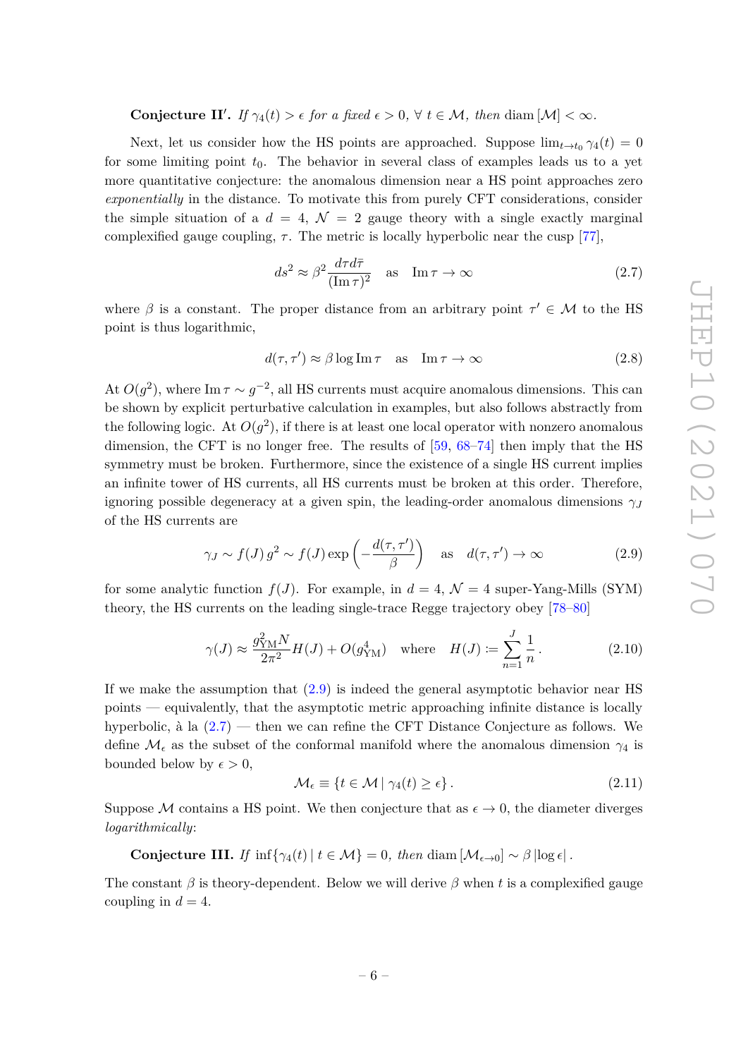**Conjecture II′.** *If $\gamma_4(t) > \epsilon$ for a fixed $\epsilon > 0$, $\forall\, t \in \mathcal{M}$, then* $\operatorname{diam}[\mathcal{M}] < \infty$.

Next, let us consider how the HS points are approached. Suppose $\lim_{t\to t_0} \gamma_4(t) = 0$ for some limiting point $t_0$. The behavior in several class of examples leads us to a yet more quantitative conjecture: the anomalous dimension near a HS point approaches zero *exponentially* in the distance. To motivate this from purely CFT considerations, consider the simple situation of a $d = 4$, $\mathcal{N} = 2$ gauge theory with a single exactly marginal complexified gauge coupling, $\tau$. The metric is locally hyperbolic near the cusp [77],

$$ds^2 \approx \beta^2 \frac{d\tau d\bar{\tau}}{(\operatorname{Im}\tau)^2} \quad \text{as} \quad \operatorname{Im}\tau \to \infty \tag{2.7}$$

where $\beta$ is a constant. The proper distance from an arbitrary point $\tau' \in \mathcal{M}$ to the HS point is thus logarithmic,

$$d(\tau, \tau') \approx \beta \log \operatorname{Im}\tau \quad \text{as} \quad \operatorname{Im}\tau \to \infty \tag{2.8}$$

At $O(g^2)$, where $\operatorname{Im}\tau \sim g^{-2}$, all HS currents must acquire anomalous dimensions. This can be shown by explicit perturbative calculation in examples, but also follows abstractly from the following logic. At $O(g^2)$, if there is at least one local operator with nonzero anomalous dimension, the CFT is no longer free. The results of [59, 68–74] then imply that the HS symmetry must be broken. Furthermore, since the existence of a single HS current implies an infinite tower of HS currents, all HS currents must be broken at this order. Therefore, ignoring possible degeneracy at a given spin, the leading-order anomalous dimensions $\gamma_J$ of the HS currents are

$$\gamma_J \sim f(J)\, g^2 \sim f(J) \exp\left(-\frac{d(\tau, \tau')}{\beta}\right) \quad \text{as} \quad d(\tau, \tau') \to \infty \tag{2.9}$$

for some analytic function $f(J)$. For example, in $d = 4$, $\mathcal{N} = 4$ super-Yang-Mills (SYM) theory, the HS currents on the leading single-trace Regge trajectory obey [78–80]

$$\gamma(J) \approx \frac{g_{\text{YM}}^2 N}{2\pi^2} H(J) + O(g_{\text{YM}}^4) \quad \text{where} \quad H(J) := \sum_{n=1}^{J} \frac{1}{n}. \tag{2.10}$$

If we make the assumption that (2.9) is indeed the general asymptotic behavior near HS points — equivalently, that the asymptotic metric approaching infinite distance is locally hyperbolic, à la (2.7) — then we can refine the CFT Distance Conjecture as follows. We define $\mathcal{M}_\epsilon$ as the subset of the conformal manifold where the anomalous dimension $\gamma_4$ is bounded below by $\epsilon > 0$,

$$\mathcal{M}_\epsilon \equiv \{t \in \mathcal{M} \,|\, \gamma_4(t) \geq \epsilon\}. \tag{2.11}$$

Suppose $\mathcal{M}$ contains a HS point. We then conjecture that as $\epsilon \to 0$, the diameter diverges *logarithmically*:

**Conjecture III.** *If $\inf\{\gamma_4(t) \,|\, t \in \mathcal{M}\} = 0$, then* $\operatorname{diam}[\mathcal{M}_{\epsilon\to 0}] \sim \beta\, |\log \epsilon|$.

The constant $\beta$ is theory-dependent. Below we will derive $\beta$ when $t$ is a complexified gauge coupling in $d = 4$.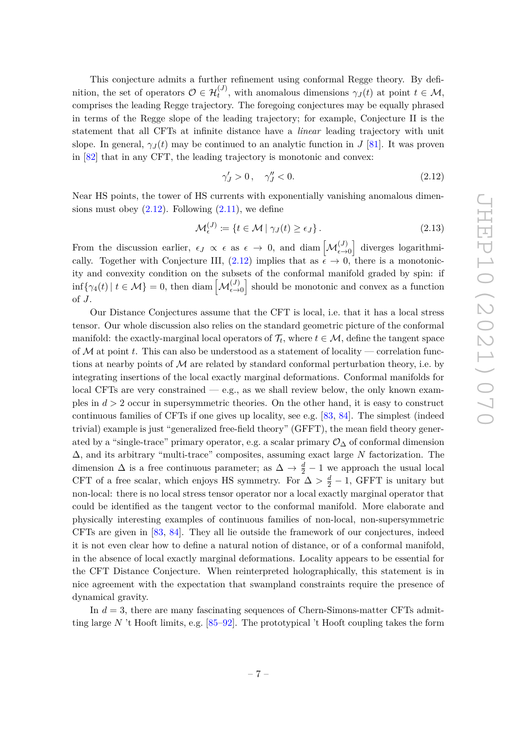This conjecture admits a further refinement using conformal Regge theory. By definition, the set of operators $\mathcal{O} \in \mathcal{H}_t^{(J)}$, with anomalous dimensions $\gamma_J(t)$ at point $t \in \mathcal{M}$, comprises the leading Regge trajectory. The foregoing conjectures may be equally phrased in terms of the Regge slope of the leading trajectory; for example, Conjecture II is the statement that all CFTs at infinite distance have a *linear* leading trajectory with unit slope. In general, $\gamma_J(t)$ may be continued to an analytic function in $J$ [81]. It was proven in [82] that in any CFT, the leading trajectory is monotonic and convex:

$$\gamma_J' > 0 \,, \quad \gamma_J'' < 0. \tag{2.12}$$

Near HS points, the tower of HS currents with exponentially vanishing anomalous dimensions must obey (2.12). Following (2.11), we define

$$\mathcal{M}_\epsilon^{(J)} := \{t \in \mathcal{M} \,|\, \gamma_J(t) \geq \epsilon_J\} \,. \tag{2.13}$$

From the discussion earlier, $\epsilon_J \propto \epsilon$ as $\epsilon \to 0$, and $\text{diam}\left[\mathcal{M}_{\epsilon \to 0}^{(J)}\right]$ diverges logarithmically. Together with Conjecture III, (2.12) implies that as $\epsilon \to 0$, there is a monotonicity and convexity condition on the subsets of the conformal manifold graded by spin: if $\inf\{\gamma_4(t) \,|\, t \in \mathcal{M}\} = 0$, then $\text{diam}\left[\mathcal{M}_{\epsilon \to 0}^{(J)}\right]$ should be monotonic and convex as a function of $J$.

Our Distance Conjectures assume that the CFT is local, i.e. that it has a local stress tensor. Our whole discussion also relies on the standard geometric picture of the conformal manifold: the exactly-marginal local operators of $\mathcal{T}_t$, where $t \in \mathcal{M}$, define the tangent space of $\mathcal{M}$ at point $t$. This can also be understood as a statement of locality — correlation functions at nearby points of $\mathcal{M}$ are related by standard conformal perturbation theory, i.e. by integrating insertions of the local exactly marginal deformations. Conformal manifolds for local CFTs are very constrained — e.g., as we shall review below, the only known examples in $d > 2$ occur in supersymmetric theories. On the other hand, it is easy to construct continuous families of CFTs if one gives up locality, see e.g. [83, 84]. The simplest (indeed trivial) example is just "generalized free-field theory" (GFFT), the mean field theory generated by a "single-trace" primary operator, e.g. a scalar primary $\mathcal{O}_\Delta$ of conformal dimension $\Delta$, and its arbitrary "multi-trace" composites, assuming exact large $N$ factorization. The dimension $\Delta$ is a free continuous parameter; as $\Delta \to \frac{d}{2} - 1$ we approach the usual local CFT of a free scalar, which enjoys HS symmetry. For $\Delta > \frac{d}{2} - 1$, GFFT is unitary but non-local: there is no local stress tensor operator nor a local exactly marginal operator that could be identified as the tangent vector to the conformal manifold. More elaborate and physically interesting examples of continuous families of non-local, non-supersymmetric CFTs are given in [83, 84]. They all lie outside the framework of our conjectures, indeed it is not even clear how to define a natural notion of distance, or of a conformal manifold, in the absence of local exactly marginal deformations. Locality appears to be essential for the CFT Distance Conjecture. When reinterpreted holographically, this statement is in nice agreement with the expectation that swampland constraints require the presence of dynamical gravity.

In $d = 3$, there are many fascinating sequences of Chern-Simons-matter CFTs admitting large $N$ 't Hooft limits, e.g. [85–92]. The prototypical 't Hooft coupling takes the form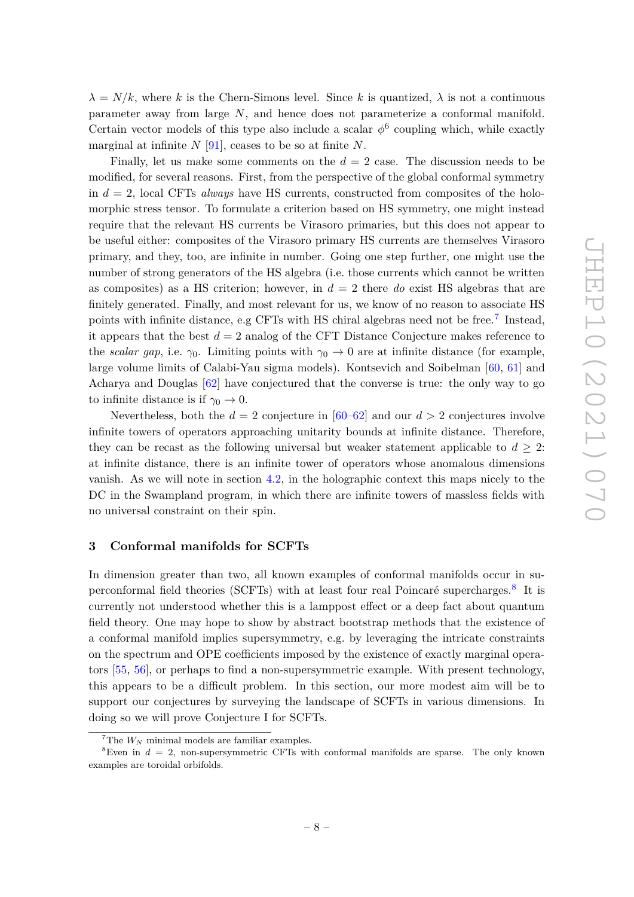$\lambda = N/k$, where $k$ is the Chern-Simons level. Since $k$ is quantized, $\lambda$ is not a continuous parameter away from large $N$, and hence does not parameterize a conformal manifold. Certain vector models of this type also include a scalar $\phi^6$ coupling which, while exactly marginal at infinite $N$ [91], ceases to be so at finite $N$.

Finally, let us make some comments on the $d = 2$ case. The discussion needs to be modified, for several reasons. First, from the perspective of the global conformal symmetry in $d = 2$, local CFTs *always* have HS currents, constructed from composites of the holomorphic stress tensor. To formulate a criterion based on HS symmetry, one might instead require that the relevant HS currents be Virasoro primaries, but this does not appear to be useful either: composites of the Virasoro primary HS currents are themselves Virasoro primary, and they, too, are infinite in number. Going one step further, one might use the number of strong generators of the HS algebra (i.e. those currents which cannot be written as composites) as a HS criterion; however, in $d = 2$ there *do* exist HS algebras that are finitely generated. Finally, and most relevant for us, we know of no reason to associate HS points with infinite distance, e.g CFTs with HS chiral algebras need not be free.[7] Instead, it appears that the best $d = 2$ analog of the CFT Distance Conjecture makes reference to the *scalar gap*, i.e. $\gamma_0$. Limiting points with $\gamma_0 \to 0$ are at infinite distance (for example, large volume limits of Calabi-Yau sigma models). Kontsevich and Soibelman [60, 61] and Acharya and Douglas [62] have conjectured that the converse is true: the only way to go to infinite distance is if $\gamma_0 \to 0$.

Nevertheless, both the $d = 2$ conjecture in [60–62] and our $d > 2$ conjectures involve infinite towers of operators approaching unitarity bounds at infinite distance. Therefore, they can be recast as the following universal but weaker statement applicable to $d \geq 2$: at infinite distance, there is an infinite tower of operators whose anomalous dimensions vanish. As we will note in section 4.2, in the holographic context this maps nicely to the DC in the Swampland program, in which there are infinite towers of massless fields with no universal constraint on their spin.

## 3 Conformal manifolds for SCFTs

In dimension greater than two, all known examples of conformal manifolds occur in superconformal field theories (SCFTs) with at least four real Poincaré supercharges.[8] It is currently not understood whether this is a lamppost effect or a deep fact about quantum field theory. One may hope to show by abstract bootstrap methods that the existence of a conformal manifold implies supersymmetry, e.g. by leveraging the intricate constraints on the spectrum and OPE coefficients imposed by the existence of exactly marginal operators [55, 56], or perhaps to find a non-supersymmetric example. With present technology, this appears to be a difficult problem. In this section, our more modest aim will be to support our conjectures by surveying the landscape of SCFTs in various dimensions. In doing so we will prove Conjecture I for SCFTs.

---

[7] The $W_N$ minimal models are familiar examples.

[8] Even in $d = 2$, non-supersymmetric CFTs with conformal manifolds are sparse. The only known examples are toroidal orbifolds.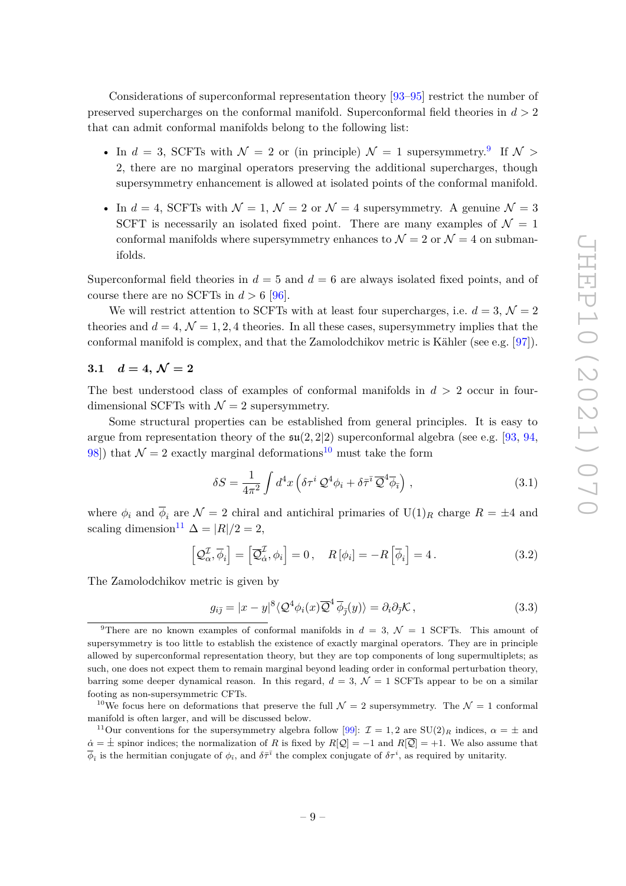Considerations of superconformal representation theory [93–95] restrict the number of preserved supercharges on the conformal manifold. Superconformal field theories in $d > 2$ that can admit conformal manifolds belong to the following list:

- In $d = 3$, SCFTs with $\mathcal{N} = 2$ or (in principle) $\mathcal{N} = 1$ supersymmetry.[9] If $\mathcal{N} > 2$, there are no marginal operators preserving the additional supercharges, though supersymmetry enhancement is allowed at isolated points of the conformal manifold.
- In $d = 4$, SCFTs with $\mathcal{N} = 1$, $\mathcal{N} = 2$ or $\mathcal{N} = 4$ supersymmetry. A genuine $\mathcal{N} = 3$ SCFT is necessarily an isolated fixed point. There are many examples of $\mathcal{N} = 1$ conformal manifolds where supersymmetry enhances to $\mathcal{N} = 2$ or $\mathcal{N} = 4$ on submanifolds.

Superconformal field theories in $d = 5$ and $d = 6$ are always isolated fixed points, and of course there are no SCFTs in $d > 6$ [96].

We will restrict attention to SCFTs with at least four supercharges, i.e. $d = 3$, $\mathcal{N} = 2$ theories and $d = 4$, $\mathcal{N} = 1, 2, 4$ theories. In all these cases, supersymmetry implies that the conformal manifold is complex, and that the Zamolodchikov metric is Kähler (see e.g. [97]).

### 3.1 $d = 4$, $\mathcal{N} = 2$

The best understood class of examples of conformal manifolds in $d > 2$ occur in four-dimensional SCFTs with $\mathcal{N} = 2$ supersymmetry.

Some structural properties can be established from general principles. It is easy to argue from representation theory of the $\mathfrak{su}(2, 2|2)$ superconformal algebra (see e.g. [93, 94, 98]) that $\mathcal{N} = 2$ exactly marginal deformations[10] must take the form

$$\delta S = \frac{1}{4\pi^2} \int d^4x \left( \delta\tau^i \, \mathcal{Q}^4 \phi_i + \delta\bar{\tau}^{\bar{\imath}} \, \overline{\mathcal{Q}}^4 \overline{\phi}_{\bar{\imath}} \right) , \tag{3.1}$$

where $\phi_i$ and $\overline{\phi}_i$ are $\mathcal{N} = 2$ chiral and antichiral primaries of $\mathrm{U}(1)_R$ charge $R = \pm 4$ and scaling dimension[11] $\Delta = |R|/2 = 2$,

$$\left[ \mathcal{Q}^{\mathcal{I}}_{\alpha}, \overline{\phi}_i \right] = \left[ \overline{\mathcal{Q}}^{\mathcal{I}}_{\dot{\alpha}}, \phi_i \right] = 0 \,, \quad R\left[\phi_i\right] = -R\left[\overline{\phi}_i\right] = 4 \,. \tag{3.2}$$

The Zamolodchikov metric is given by

$$g_{i\bar{\jmath}} = |x - y|^8 \langle \mathcal{Q}^4 \phi_i(x) \overline{\mathcal{Q}}^4 \, \overline{\phi}_{\bar{\jmath}}(y) \rangle = \partial_i \partial_{\bar{\jmath}} \mathcal{K} \,, \tag{3.3}$$

---

[9] There are no known examples of conformal manifolds in $d = 3$, $\mathcal{N} = 1$ SCFTs. This amount of supersymmetry is too little to establish the existence of exactly marginal operators. They are in principle allowed by superconformal representation theory, but they are top components of long supermultiplets; as such, one does not expect them to remain marginal beyond leading order in conformal perturbation theory, barring some deeper dynamical reason. In this regard, $d = 3$, $\mathcal{N} = 1$ SCFTs appear to be on a similar footing as non-supersymmetric CFTs.

[10] We focus here on deformations that preserve the full $\mathcal{N} = 2$ supersymmetry. The $\mathcal{N} = 1$ conformal manifold is often larger, and will be discussed below.

[11] Our conventions for the supersymmetry algebra follow [99]: $\mathcal{I} = 1, 2$ are $\mathrm{SU}(2)_R$ indices, $\alpha = \pm$ and $\dot{\alpha} = \pm$ spinor indices; the normalization of $R$ is fixed by $R[\mathcal{Q}] = -1$ and $R[\overline{\mathcal{Q}}] = +1$. We also assume that $\overline{\phi}_{\bar{\imath}}$ is the hermitian conjugate of $\phi_i$, and $\delta\bar{\tau}^{\bar{\imath}}$ the complex conjugate of $\delta\tau^i$, as required by unitarity.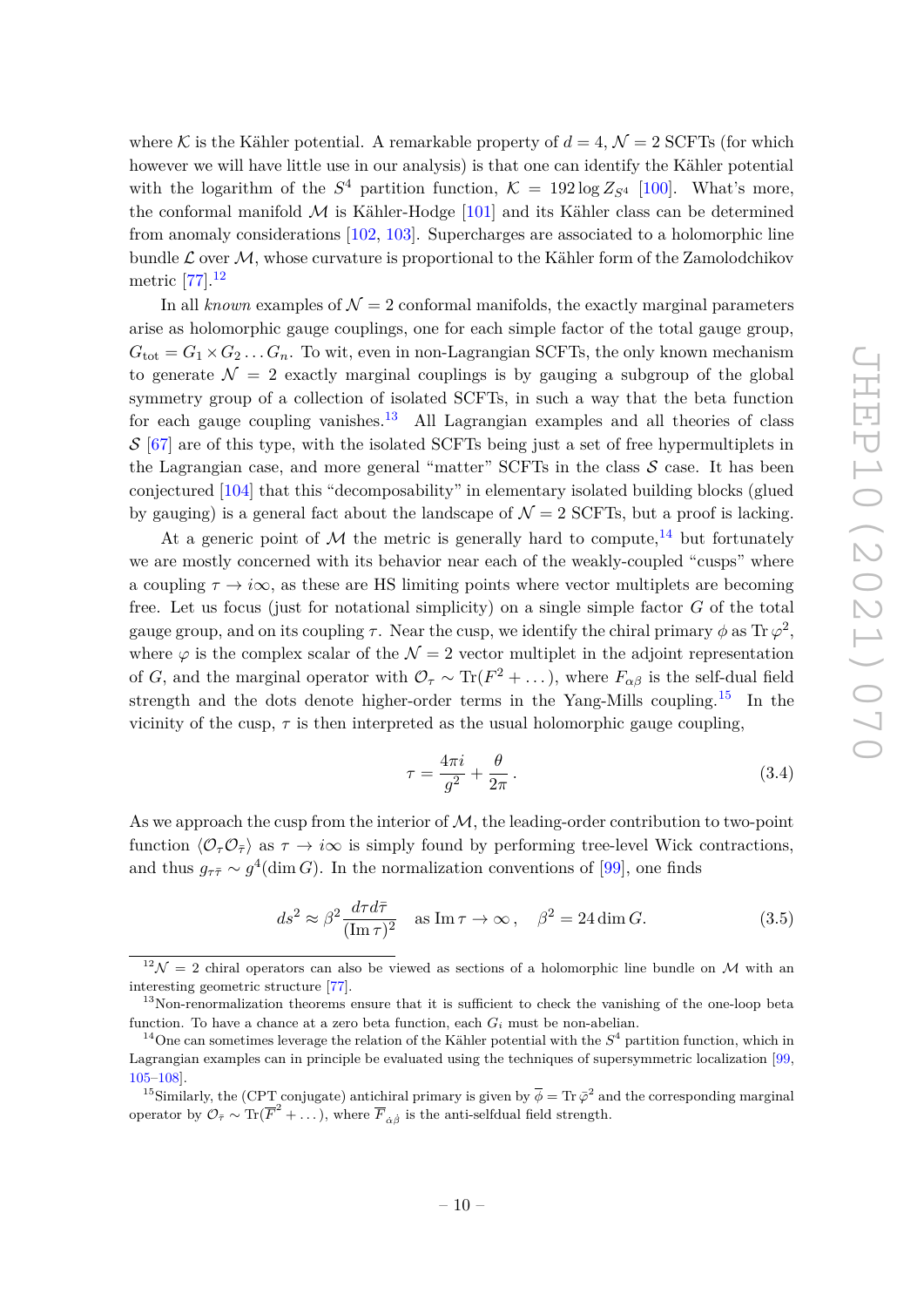where $\mathcal{K}$ is the Kähler potential. A remarkable property of $d = 4, \mathcal{N} = 2$ SCFTs (for which however we will have little use in our analysis) is that one can identify the Kähler potential with the logarithm of the $S^4$ partition function, $\mathcal{K} = 192 \log Z_{S^4}$ [100]. What's more, the conformal manifold $\mathcal{M}$ is Kähler-Hodge [101] and its Kähler class can be determined from anomaly considerations [102, 103]. Supercharges are associated to a holomorphic line bundle $\mathcal{L}$ over $\mathcal{M}$, whose curvature is proportional to the Kähler form of the Zamolodchikov metric [77].[12]

In all *known* examples of $\mathcal{N} = 2$ conformal manifolds, the exactly marginal parameters arise as holomorphic gauge couplings, one for each simple factor of the total gauge group, $G_{\text{tot}} = G_1 \times G_2 \dots G_n$. To wit, even in non-Lagrangian SCFTs, the only known mechanism to generate $\mathcal{N} = 2$ exactly marginal couplings is by gauging a subgroup of the global symmetry group of a collection of isolated SCFTs, in such a way that the beta function for each gauge coupling vanishes.[13] All Lagrangian examples and all theories of class $\mathcal{S}$ [67] are of this type, with the isolated SCFTs being just a set of free hypermultiplets in the Lagrangian case, and more general "matter" SCFTs in the class $\mathcal{S}$ case. It has been conjectured [104] that this "decomposability" in elementary isolated building blocks (glued by gauging) is a general fact about the landscape of $\mathcal{N} = 2$ SCFTs, but a proof is lacking.

At a generic point of $\mathcal{M}$ the metric is generally hard to compute,[14] but fortunately we are mostly concerned with its behavior near each of the weakly-coupled "cusps" where a coupling $\tau \to i\infty$, as these are HS limiting points where vector multiplets are becoming free. Let us focus (just for notational simplicity) on a single simple factor $G$ of the total gauge group, and on its coupling $\tau$. Near the cusp, we identify the chiral primary $\phi$ as $\operatorname{Tr} \varphi^2$, where $\varphi$ is the complex scalar of the $\mathcal{N} = 2$ vector multiplet in the adjoint representation of $G$, and the marginal operator with $\mathcal{O}_\tau \sim \operatorname{Tr}(F^2 + \dots)$, where $F_{\alpha\beta}$ is the self-dual field strength and the dots denote higher-order terms in the Yang-Mills coupling.[15] In the vicinity of the cusp, $\tau$ is then interpreted as the usual holomorphic gauge coupling,

$$\tau = \frac{4\pi i}{g^2} + \frac{\theta}{2\pi} \,. \tag{3.4}$$

As we approach the cusp from the interior of $\mathcal{M}$, the leading-order contribution to two-point function $\langle \mathcal{O}_\tau \mathcal{O}_{\bar{\tau}} \rangle$ as $\tau \to i\infty$ is simply found by performing tree-level Wick contractions, and thus $g_{\tau\bar{\tau}} \sim g^4(\dim G)$. In the normalization conventions of [99], one finds

$$ds^2 \approx \beta^2 \frac{d\tau d\bar{\tau}}{(\operatorname{Im}\tau)^2} \quad \text{as } \operatorname{Im}\tau \to \infty \,, \quad \beta^2 = 24 \dim G. \tag{3.5}$$

---

[12] $\mathcal{N} = 2$ chiral operators can also be viewed as sections of a holomorphic line bundle on $\mathcal{M}$ with an interesting geometric structure [77].

[13] Non-renormalization theorems ensure that it is sufficient to check the vanishing of the one-loop beta function. To have a chance at a zero beta function, each $G_i$ must be non-abelian.

[14] One can sometimes leverage the relation of the Kähler potential with the $S^4$ partition function, which in Lagrangian examples can in principle be evaluated using the techniques of supersymmetric localization [99, 105–108].

[15] Similarly, the (CPT conjugate) antichiral primary is given by $\bar{\phi} = \operatorname{Tr} \bar{\varphi}^2$ and the corresponding marginal operator by $\mathcal{O}_{\bar{\tau}} \sim \operatorname{Tr}(\overline{F}^2 + \dots)$, where $\overline{F}_{\dot{\alpha}\dot{\beta}}$ is the anti-selfdual field strength.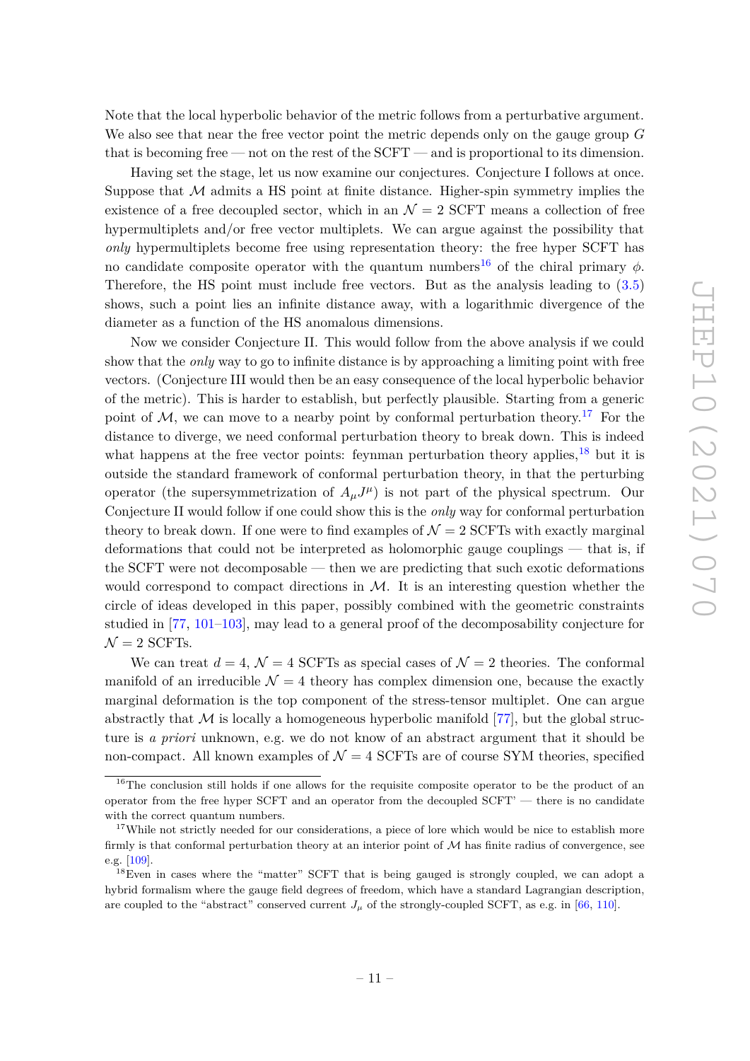Note that the local hyperbolic behavior of the metric follows from a perturbative argument. We also see that near the free vector point the metric depends only on the gauge group $G$ that is becoming free — not on the rest of the SCFT — and is proportional to its dimension.

Having set the stage, let us now examine our conjectures. Conjecture I follows at once. Suppose that $\mathcal{M}$ admits a HS point at finite distance. Higher-spin symmetry implies the existence of a free decoupled sector, which in an $\mathcal{N}=2$ SCFT means a collection of free hypermultiplets and/or free vector multiplets. We can argue against the possibility that *only* hypermultiplets become free using representation theory: the free hyper SCFT has no candidate composite operator with the quantum numbers[16] of the chiral primary $\phi$. Therefore, the HS point must include free vectors. But as the analysis leading to (3.5) shows, such a point lies an infinite distance away, with a logarithmic divergence of the diameter as a function of the HS anomalous dimensions.

Now we consider Conjecture II. This would follow from the above analysis if we could show that the *only* way to go to infinite distance is by approaching a limiting point with free vectors. (Conjecture III would then be an easy consequence of the local hyperbolic behavior of the metric). This is harder to establish, but perfectly plausible. Starting from a generic point of $\mathcal{M}$, we can move to a nearby point by conformal perturbation theory.[17] For the distance to diverge, we need conformal perturbation theory to break down. This is indeed what happens at the free vector points: feynman perturbation theory applies,[18] but it is outside the standard framework of conformal perturbation theory, in that the perturbing operator (the supersymmetrization of $A_\mu J^\mu$) is not part of the physical spectrum. Our Conjecture II would follow if one could show this is the *only* way for conformal perturbation theory to break down. If one were to find examples of $\mathcal{N}=2$ SCFTs with exactly marginal deformations that could not be interpreted as holomorphic gauge couplings — that is, if the SCFT were not decomposable — then we are predicting that such exotic deformations would correspond to compact directions in $\mathcal{M}$. It is an interesting question whether the circle of ideas developed in this paper, possibly combined with the geometric constraints studied in [77, 101–103], may lead to a general proof of the decomposability conjecture for $\mathcal{N}=2$ SCFTs.

We can treat $d=4$, $\mathcal{N}=4$ SCFTs as special cases of $\mathcal{N}=2$ theories. The conformal manifold of an irreducible $\mathcal{N}=4$ theory has complex dimension one, because the exactly marginal deformation is the top component of the stress-tensor multiplet. One can argue abstractly that $\mathcal{M}$ is locally a homogeneous hyperbolic manifold [77], but the global structure is *a priori* unknown, e.g. we do not know of an abstract argument that it should be non-compact. All known examples of $\mathcal{N}=4$ SCFTs are of course SYM theories, specified

---

[16] The conclusion still holds if one allows for the requisite composite operator to be the product of an operator from the free hyper SCFT and an operator from the decoupled SCFT' — there is no candidate with the correct quantum numbers.

[17] While not strictly needed for our considerations, a piece of lore which would be nice to establish more firmly is that conformal perturbation theory at an interior point of $\mathcal{M}$ has finite radius of convergence, see e.g. [109].

[18] Even in cases where the "matter" SCFT that is being gauged is strongly coupled, we can adopt a hybrid formalism where the gauge field degrees of freedom, which have a standard Lagrangian description, are coupled to the "abstract" conserved current $J_\mu$ of the strongly-coupled SCFT, as e.g. in [66, 110].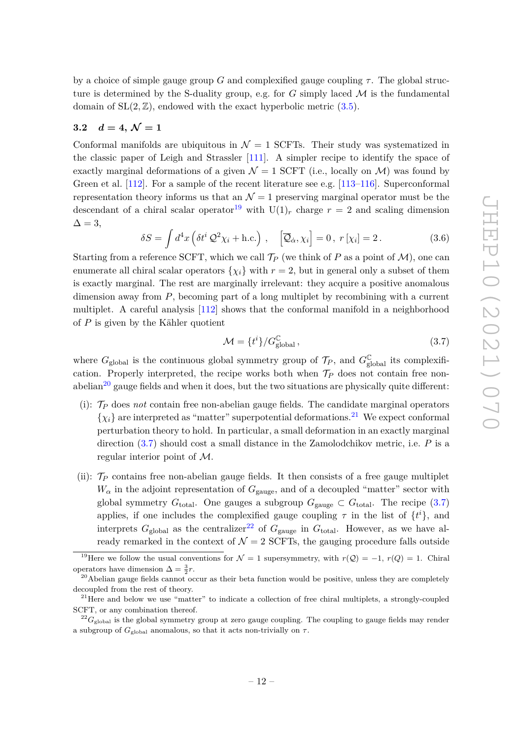by a choice of simple gauge group $G$ and complexified gauge coupling $\tau$. The global structure is determined by the S-duality group, e.g. for $G$ simply laced $\mathcal{M}$ is the fundamental domain of $\mathrm{SL}(2,\mathbb{Z})$, endowed with the exact hyperbolic metric (3.5).

### 3.2 $d = 4$, $\mathcal{N} = 1$

Conformal manifolds are ubiquitous in $\mathcal{N} = 1$ SCFTs. Their study was systematized in the classic paper of Leigh and Strassler [111]. A simpler recipe to identify the space of exactly marginal deformations of a given $\mathcal{N} = 1$ SCFT (i.e., locally on $\mathcal{M}$) was found by Green et al. [112]. For a sample of the recent literature see e.g. [113–116]. Superconformal representation theory informs us that an $\mathcal{N} = 1$ preserving marginal operator must be the descendant of a chiral scalar operator[19] with $\mathrm{U}(1)_r$ charge $r = 2$ and scaling dimension $\Delta = 3$,

$$\delta S = \int d^4x \left( \delta t^i \, \mathcal{Q}^2 \chi_i + \text{h.c.} \right) \,, \quad \left[ \overline{\mathcal{Q}}_{\dot{\alpha}}, \chi_i \right] = 0 \,, \; r\left[\chi_i\right] = 2 \,. \tag{3.6}$$

Starting from a reference SCFT, which we call $\mathcal{T}_P$ (we think of $P$ as a point of $\mathcal{M}$), one can enumerate all chiral scalar operators $\{\chi_i\}$ with $r = 2$, but in general only a subset of them is exactly marginal. The rest are marginally irrelevant: they acquire a positive anomalous dimension away from $P$, becoming part of a long multiplet by recombining with a current multiplet. A careful analysis [112] shows that the conformal manifold in a neighborhood of $P$ is given by the Kähler quotient

$$\mathcal{M} = \{t^i\} / G^{\mathbb{C}}_{\text{global}} \,, \tag{3.7}$$

where $G_{\text{global}}$ is the continuous global symmetry group of $\mathcal{T}_P$, and $G^{\mathbb{C}}_{\text{global}}$ its complexification. Properly interpreted, the recipe works both when $\mathcal{T}_P$ does not contain free non-abelian[20] gauge fields and when it does, but the two situations are physically quite different:

- (i): $\mathcal{T}_P$ does *not* contain free non-abelian gauge fields. The candidate marginal operators $\{\chi_i\}$ are interpreted as "matter" superpotential deformations.[21] We expect conformal perturbation theory to hold. In particular, a small deformation in an exactly marginal direction (3.7) should cost a small distance in the Zamolodchikov metric, i.e. $P$ is a regular interior point of $\mathcal{M}$.

- (ii): $\mathcal{T}_P$ contains free non-abelian gauge fields. It then consists of a free gauge multiplet $W_\alpha$ in the adjoint representation of $G_{\text{gauge}}$, and of a decoupled "matter" sector with global symmetry $G_{\text{total}}$. One gauges a subgroup $G_{\text{gauge}} \subset G_{\text{total}}$. The recipe (3.7) applies, if one includes the complexified gauge coupling $\tau$ in the list of $\{t^i\}$, and interprets $G_{\text{global}}$ as the centralizer[22] of $G_{\text{gauge}}$ in $G_{\text{total}}$. However, as we have already remarked in the context of $\mathcal{N} = 2$ SCFTs, the gauging procedure falls outside

---

[19] Here we follow the usual conventions for $\mathcal{N} = 1$ supersymmetry, with $r(\mathcal{Q}) = -1$, $r(Q) = 1$. Chiral operators have dimension $\Delta = \frac{3}{2}r$.

[20] Abelian gauge fields cannot occur as their beta function would be positive, unless they are completely decoupled from the rest of theory.

[21] Here and below we use "matter" to indicate a collection of free chiral multiplets, a strongly-coupled SCFT, or any combination thereof.

[22] $G_{\text{global}}$ is the global symmetry group at zero gauge coupling. The coupling to gauge fields may render a subgroup of $G_{\text{global}}$ anomalous, so that it acts non-trivially on $\tau$.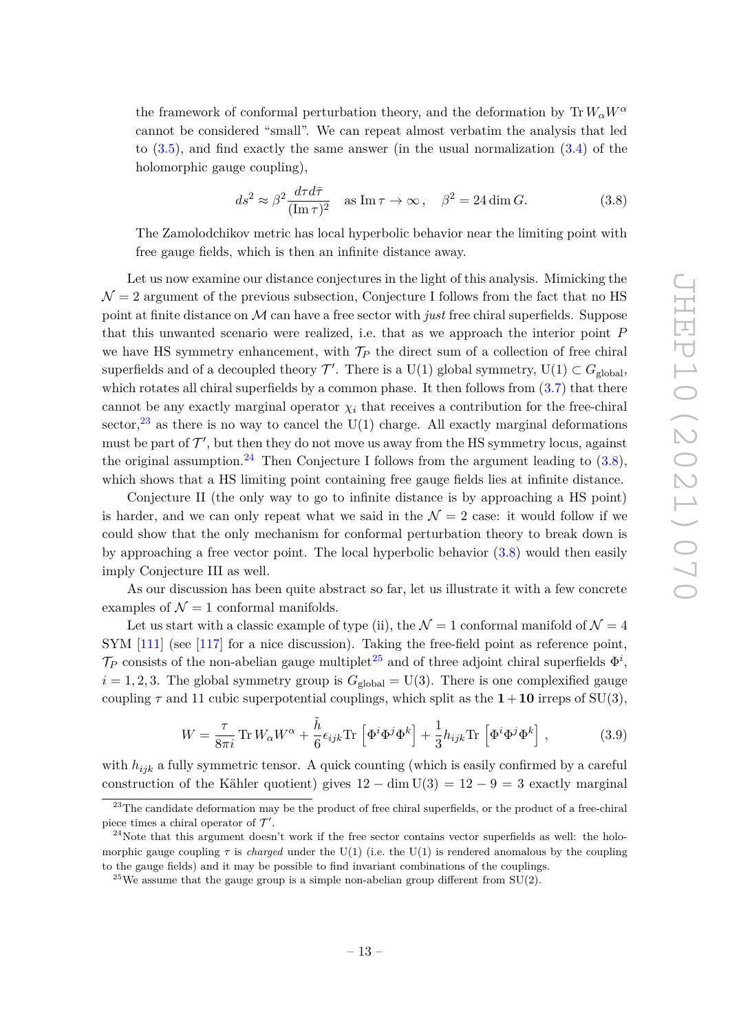the framework of conformal perturbation theory, and the deformation by $\operatorname{Tr} W_\alpha W^\alpha$ cannot be considered "small". We can repeat almost verbatim the analysis that led to (3.5), and find exactly the same answer (in the usual normalization (3.4) of the holomorphic gauge coupling),

$$ds^2 \approx \beta^2 \frac{d\tau d\bar{\tau}}{(\operatorname{Im}\tau)^2} \quad \text{as } \operatorname{Im}\tau \to \infty\,, \quad \beta^2 = 24 \dim G. \tag{3.8}$$

The Zamolodchikov metric has local hyperbolic behavior near the limiting point with free gauge fields, which is then an infinite distance away.

Let us now examine our distance conjectures in the light of this analysis. Mimicking the $\mathcal{N}=2$ argument of the previous subsection, Conjecture I follows from the fact that no HS point at finite distance on $\mathcal{M}$ can have a free sector with *just* free chiral superfields. Suppose that this unwanted scenario were realized, i.e. that as we approach the interior point $P$ we have HS symmetry enhancement, with $\mathcal{T}_P$ the direct sum of a collection of free chiral superfields and of a decoupled theory $\mathcal{T}'$. There is a U(1) global symmetry, $\mathrm{U}(1) \subset G_{\text{global}}$, which rotates all chiral superfields by a common phase. It then follows from (3.7) that there cannot be any exactly marginal operator $\chi_i$ that receives a contribution for the free-chiral sector,[23] as there is no way to cancel the U(1) charge. All exactly marginal deformations must be part of $\mathcal{T}'$, but then they do not move us away from the HS symmetry locus, against the original assumption.[24] Then Conjecture I follows from the argument leading to (3.8), which shows that a HS limiting point containing free gauge fields lies at infinite distance.

Conjecture II (the only way to go to infinite distance is by approaching a HS point) is harder, and we can only repeat what we said in the $\mathcal{N}=2$ case: it would follow if we could show that the only mechanism for conformal perturbation theory to break down is by approaching a free vector point. The local hyperbolic behavior (3.8) would then easily imply Conjecture III as well.

As our discussion has been quite abstract so far, let us illustrate it with a few concrete examples of $\mathcal{N}=1$ conformal manifolds.

Let us start with a classic example of type (ii), the $\mathcal{N}=1$ conformal manifold of $\mathcal{N}=4$ SYM [111] (see [117] for a nice discussion). Taking the free-field point as reference point, $\mathcal{T}_P$ consists of the non-abelian gauge multiplet[25] and of three adjoint chiral superfields $\Phi^i$, $i=1,2,3$. The global symmetry group is $G_{\text{global}} = \mathrm{U}(3)$. There is one complexified gauge coupling $\tau$ and 11 cubic superpotential couplings, which split as the $\mathbf{1}+\mathbf{10}$ irreps of SU(3),

$$W = \frac{\tau}{8\pi i} \operatorname{Tr} W_\alpha W^\alpha + \frac{\tilde{h}}{6} \epsilon_{ijk} \operatorname{Tr}\left[\Phi^i \Phi^j \Phi^k\right] + \frac{1}{3} h_{ijk} \operatorname{Tr}\left[\Phi^i \Phi^j \Phi^k\right], \tag{3.9}$$

with $h_{ijk}$ a fully symmetric tensor. A quick counting (which is easily confirmed by a careful construction of the Kähler quotient) gives $12 - \dim \mathrm{U}(3) = 12 - 9 = 3$ exactly marginal

[23] The candidate deformation may be the product of free chiral superfields, or the product of a free-chiral piece times a chiral operator of $\mathcal{T}'$.

[24] Note that this argument doesn't work if the free sector contains vector superfields as well: the holomorphic gauge coupling $\tau$ is *charged* under the U(1) (i.e. the U(1) is rendered anomalous by the coupling to the gauge fields) and it may be possible to find invariant combinations of the couplings.

[25] We assume that the gauge group is a simple non-abelian group different from SU(2).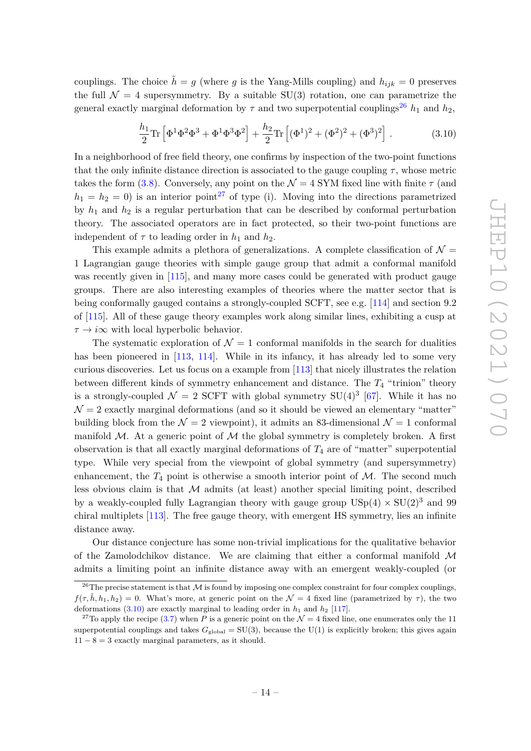couplings. The choice $\tilde{h} = g$ (where $g$ is the Yang-Mills coupling) and $h_{ijk} = 0$ preserves the full $\mathcal{N} = 4$ supersymmetry. By a suitable SU(3) rotation, one can parametrize the general exactly marginal deformation by $\tau$ and two superpotential couplings[26] $h_1$ and $h_2$,

$$\frac{h_1}{2}\text{Tr}\left[\Phi^1\Phi^2\Phi^3 + \Phi^1\Phi^3\Phi^2\right] + \frac{h_2}{2}\text{Tr}\left[(\Phi^1)^2 + (\Phi^2)^2 + (\Phi^3)^2\right] . \tag{3.10}$$

In a neighborhood of free field theory, one confirms by inspection of the two-point functions that the only infinite distance direction is associated to the gauge coupling $\tau$, whose metric takes the form (3.8). Conversely, any point on the $\mathcal{N} = 4$ SYM fixed line with finite $\tau$ (and $h_1 = h_2 = 0$) is an interior point[27] of type (i). Moving into the directions parametrized by $h_1$ and $h_2$ is a regular perturbation that can be described by conformal perturbation theory. The associated operators are in fact protected, so their two-point functions are independent of $\tau$ to leading order in $h_1$ and $h_2$.

This example admits a plethora of generalizations. A complete classification of $\mathcal{N} = 1$ Lagrangian gauge theories with simple gauge group that admit a conformal manifold was recently given in [115], and many more cases could be generated with product gauge groups. There are also interesting examples of theories where the matter sector that is being conformally gauged contains a strongly-coupled SCFT, see e.g. [114] and section 9.2 of [115]. All of these gauge theory examples work along similar lines, exhibiting a cusp at $\tau \to i\infty$ with local hyperbolic behavior.

The systematic exploration of $\mathcal{N} = 1$ conformal manifolds in the search for dualities has been pioneered in [113, 114]. While in its infancy, it has already led to some very curious discoveries. Let us focus on a example from [113] that nicely illustrates the relation between different kinds of symmetry enhancement and distance. The $T_4$ "trinion" theory is a strongly-coupled $\mathcal{N} = 2$ SCFT with global symmetry $\text{SU}(4)^3$ [67]. While it has no $\mathcal{N} = 2$ exactly marginal deformations (and so it should be viewed an elementary "matter" building block from the $\mathcal{N} = 2$ viewpoint), it admits an 83-dimensional $\mathcal{N} = 1$ conformal manifold $\mathcal{M}$. At a generic point of $\mathcal{M}$ the global symmetry is completely broken. A first observation is that all exactly marginal deformations of $T_4$ are of "matter" superpotential type. While very special from the viewpoint of global symmetry (and supersymmetry) enhancement, the $T_4$ point is otherwise a smooth interior point of $\mathcal{M}$. The second much less obvious claim is that $\mathcal{M}$ admits (at least) another special limiting point, described by a weakly-coupled fully Lagrangian theory with gauge group $\text{USp}(4) \times \text{SU}(2)^3$ and 99 chiral multiplets [113]. The free gauge theory, with emergent HS symmetry, lies an infinite distance away.

Our distance conjecture has some non-trivial implications for the qualitative behavior of the Zamolodchikov distance. We are claiming that either a conformal manifold $\mathcal{M}$ admits a limiting point an infinite distance away with an emergent weakly-coupled (or

---

[26] The precise statement is that $\mathcal{M}$ is found by imposing one complex constraint for four complex couplings, $f(\tau, \tilde{h}, h_1, h_2) = 0$. What's more, at generic point on the $\mathcal{N} = 4$ fixed line (parametrized by $\tau$), the two deformations (3.10) are exactly marginal to leading order in $h_1$ and $h_2$ [117].

[27] To apply the recipe (3.7) when $P$ is a generic point on the $\mathcal{N} = 4$ fixed line, one enumerates only the 11 superpotential couplings and takes $G_{\text{global}} = \text{SU}(3)$, because the U(1) is explicitly broken; this gives again $11 - 8 = 3$ exactly marginal parameters, as it should.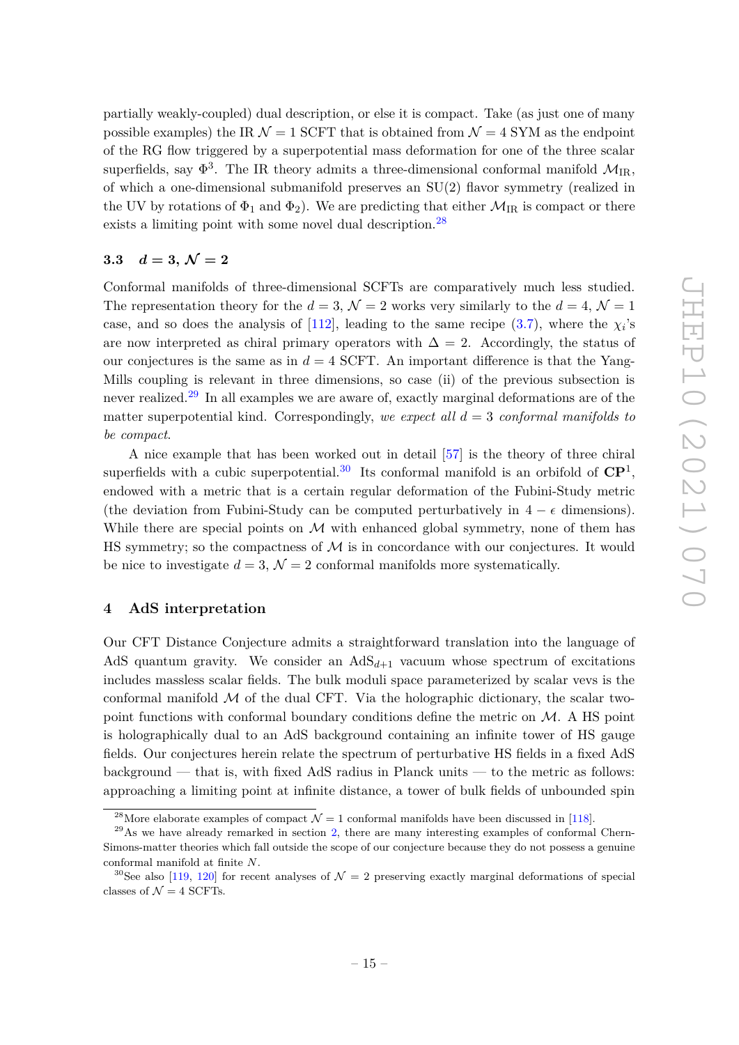partially weakly-coupled) dual description, or else it is compact. Take (as just one of many possible examples) the IR $\mathcal{N} = 1$ SCFT that is obtained from $\mathcal{N} = 4$ SYM as the endpoint of the RG flow triggered by a superpotential mass deformation for one of the three scalar superfields, say $\Phi^3$. The IR theory admits a three-dimensional conformal manifold $\mathcal{M}_{\text{IR}}$, of which a one-dimensional submanifold preserves an SU(2) flavor symmetry (realized in the UV by rotations of $\Phi_1$ and $\Phi_2$). We are predicting that either $\mathcal{M}_{\text{IR}}$ is compact or there exists a limiting point with some novel dual description.[28]

### 3.3 $d = 3$, $\mathcal{N} = 2$

Conformal manifolds of three-dimensional SCFTs are comparatively much less studied. The representation theory for the $d = 3$, $\mathcal{N} = 2$ works very similarly to the $d = 4$, $\mathcal{N} = 1$ case, and so does the analysis of [112], leading to the same recipe (3.7), where the $\chi_i$'s are now interpreted as chiral primary operators with $\Delta = 2$. Accordingly, the status of our conjectures is the same as in $d = 4$ SCFT. An important difference is that the Yang-Mills coupling is relevant in three dimensions, so case (ii) of the previous subsection is never realized.[29] In all examples we are aware of, exactly marginal deformations are of the matter superpotential kind. Correspondingly, *we expect all $d = 3$ conformal manifolds to be compact.*

A nice example that has been worked out in detail [57] is the theory of three chiral superfields with a cubic superpotential.[30] Its conformal manifold is an orbifold of $\mathbf{CP}^1$, endowed with a metric that is a certain regular deformation of the Fubini-Study metric (the deviation from Fubini-Study can be computed perturbatively in $4 - \epsilon$ dimensions). While there are special points on $\mathcal{M}$ with enhanced global symmetry, none of them has HS symmetry; so the compactness of $\mathcal{M}$ is in concordance with our conjectures. It would be nice to investigate $d = 3$, $\mathcal{N} = 2$ conformal manifolds more systematically.

## 4 AdS interpretation

Our CFT Distance Conjecture admits a straightforward translation into the language of AdS quantum gravity. We consider an AdS$_{d+1}$ vacuum whose spectrum of excitations includes massless scalar fields. The bulk moduli space parameterized by scalar vevs is the conformal manifold $\mathcal{M}$ of the dual CFT. Via the holographic dictionary, the scalar two-point functions with conformal boundary conditions define the metric on $\mathcal{M}$. A HS point is holographically dual to an AdS background containing an infinite tower of HS gauge fields. Our conjectures herein relate the spectrum of perturbative HS fields in a fixed AdS background — that is, with fixed AdS radius in Planck units — to the metric as follows: approaching a limiting point at infinite distance, a tower of bulk fields of unbounded spin

---

[28] More elaborate examples of compact $\mathcal{N} = 1$ conformal manifolds have been discussed in [118].

[29] As we have already remarked in section 2, there are many interesting examples of conformal Chern-Simons-matter theories which fall outside the scope of our conjecture because they do not possess a genuine conformal manifold at finite $N$.

[30] See also [119, 120] for recent analyses of $\mathcal{N} = 2$ preserving exactly marginal deformations of special classes of $\mathcal{N} = 4$ SCFTs.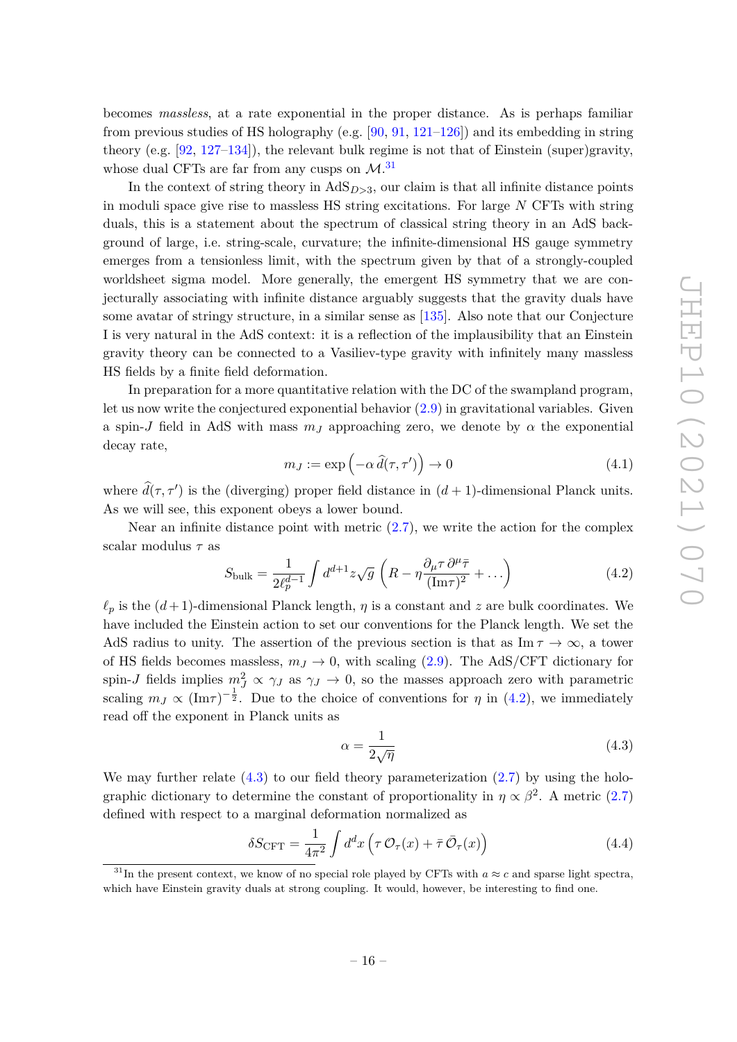becomes *massless*, at a rate exponential in the proper distance. As is perhaps familiar from previous studies of HS holography (e.g. [90, 91, 121–126]) and its embedding in string theory (e.g. [92, 127–134]), the relevant bulk regime is not that of Einstein (super)gravity, whose dual CFTs are far from any cusps on $\mathcal{M}$.[31]

In the context of string theory in $\mathrm{AdS}_{D>3}$, our claim is that all infinite distance points in moduli space give rise to massless HS string excitations. For large $N$ CFTs with string duals, this is a statement about the spectrum of classical string theory in an AdS background of large, i.e. string-scale, curvature; the infinite-dimensional HS gauge symmetry emerges from a tensionless limit, with the spectrum given by that of a strongly-coupled worldsheet sigma model. More generally, the emergent HS symmetry that we are conjecturally associating with infinite distance arguably suggests that the gravity duals have some avatar of stringy structure, in a similar sense as [135]. Also note that our Conjecture I is very natural in the AdS context: it is a reflection of the implausibility that an Einstein gravity theory can be connected to a Vasiliev-type gravity with infinitely many massless HS fields by a finite field deformation.

In preparation for a more quantitative relation with the DC of the swampland program, let us now write the conjectured exponential behavior (2.9) in gravitational variables. Given a spin-$J$ field in AdS with mass $m_J$ approaching zero, we denote by $\alpha$ the exponential decay rate,

$$m_J := \exp\left(-\alpha\, \widehat{d}(\tau,\tau')\right) \to 0 \tag{4.1}$$

where $\widehat{d}(\tau,\tau')$ is the (diverging) proper field distance in $(d+1)$-dimensional Planck units. As we will see, this exponent obeys a lower bound.

Near an infinite distance point with metric (2.7), we write the action for the complex scalar modulus $\tau$ as

$$S_{\text{bulk}} = \frac{1}{2\ell_p^{d-1}}\int d^{d+1}z\sqrt{g}\,\left(R - \eta\frac{\partial_\mu\tau\,\partial^\mu\bar{\tau}}{(\mathrm{Im}\tau)^2} + \dots\right) \tag{4.2}$$

$\ell_p$ is the $(d+1)$-dimensional Planck length, $\eta$ is a constant and $z$ are bulk coordinates. We have included the Einstein action to set our conventions for the Planck length. We set the AdS radius to unity. The assertion of the previous section is that as $\mathrm{Im}\,\tau \to \infty$, a tower of HS fields becomes massless, $m_J \to 0$, with scaling (2.9). The AdS/CFT dictionary for spin-$J$ fields implies $m_J^2 \propto \gamma_J$ as $\gamma_J \to 0$, so the masses approach zero with parametric scaling $m_J \propto (\mathrm{Im}\tau)^{-\frac{1}{2}}$. Due to the choice of conventions for $\eta$ in (4.2), we immediately read off the exponent in Planck units as

$$\alpha = \frac{1}{2\sqrt{\eta}} \tag{4.3}$$

We may further relate (4.3) to our field theory parameterization (2.7) by using the holographic dictionary to determine the constant of proportionality in $\eta \propto \beta^2$. A metric (2.7) defined with respect to a marginal deformation normalized as

$$\delta S_{\text{CFT}} = \frac{1}{4\pi^2}\int d^dx\,\left(\tau\,\mathcal{O}_\tau(x) + \bar{\tau}\,\bar{\mathcal{O}}_\tau(x)\right) \tag{4.4}$$

[31] In the present context, we know of no special role played by CFTs with $a \approx c$ and sparse light spectra, which have Einstein gravity duals at strong coupling. It would, however, be interesting to find one.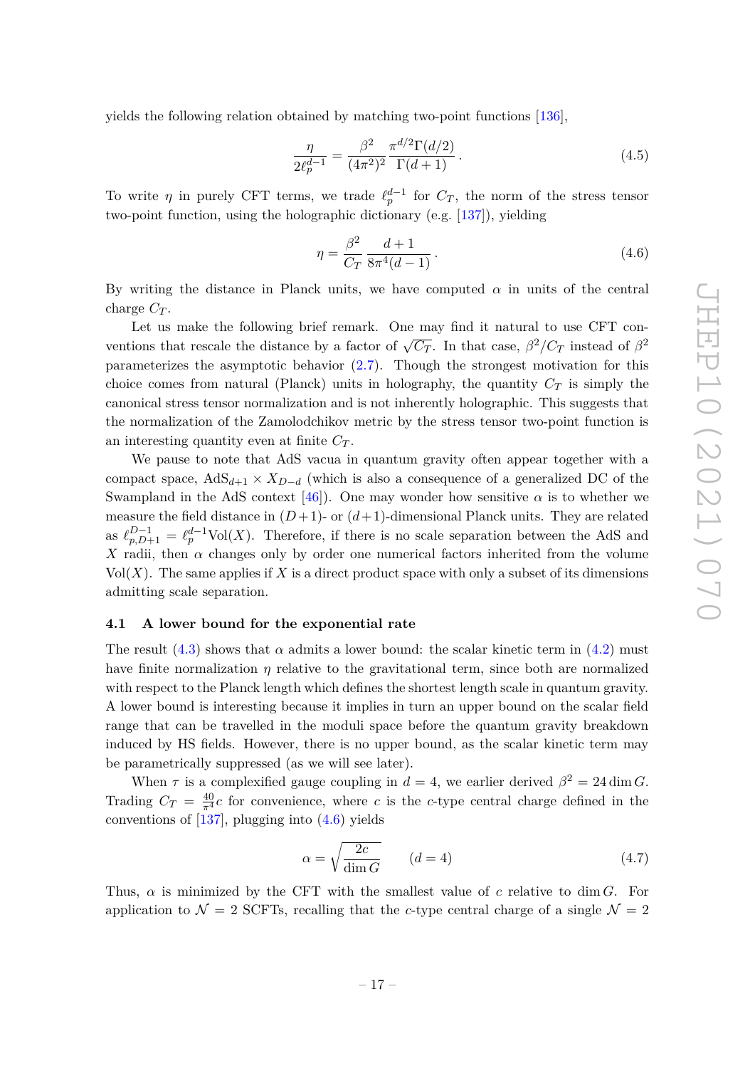yields the following relation obtained by matching two-point functions [136],

$$\frac{\eta}{2\ell_p^{d-1}} = \frac{\beta^2}{(4\pi^2)^2} \frac{\pi^{d/2}\Gamma(d/2)}{\Gamma(d+1)}\,. \tag{4.5}$$

To write $\eta$ in purely CFT terms, we trade $\ell_p^{d-1}$ for $C_T$, the norm of the stress tensor two-point function, using the holographic dictionary (e.g. [137]), yielding

$$\eta = \frac{\beta^2}{C_T} \frac{d+1}{8\pi^4(d-1)}\,. \tag{4.6}$$

By writing the distance in Planck units, we have computed $\alpha$ in units of the central charge $C_T$.

Let us make the following brief remark. One may find it natural to use CFT conventions that rescale the distance by a factor of $\sqrt{C_T}$. In that case, $\beta^2/C_T$ instead of $\beta^2$ parameterizes the asymptotic behavior (2.7). Though the strongest motivation for this choice comes from natural (Planck) units in holography, the quantity $C_T$ is simply the canonical stress tensor normalization and is not inherently holographic. This suggests that the normalization of the Zamolodchikov metric by the stress tensor two-point function is an interesting quantity even at finite $C_T$.

We pause to note that AdS vacua in quantum gravity often appear together with a compact space, $\mathrm{AdS}_{d+1} \times X_{D-d}$ (which is also a consequence of a generalized DC of the Swampland in the AdS context [46]). One may wonder how sensitive $\alpha$ is to whether we measure the field distance in $(D+1)$- or $(d+1)$-dimensional Planck units. They are related as $\ell_{p,D+1}^{D-1} = \ell_p^{d-1}\mathrm{Vol}(X)$. Therefore, if there is no scale separation between the AdS and $X$ radii, then $\alpha$ changes only by order one numerical factors inherited from the volume $\mathrm{Vol}(X)$. The same applies if $X$ is a direct product space with only a subset of its dimensions admitting scale separation.

### 4.1 A lower bound for the exponential rate

The result (4.3) shows that $\alpha$ admits a lower bound: the scalar kinetic term in (4.2) must have finite normalization $\eta$ relative to the gravitational term, since both are normalized with respect to the Planck length which defines the shortest length scale in quantum gravity. A lower bound is interesting because it implies in turn an upper bound on the scalar field range that can be travelled in the moduli space before the quantum gravity breakdown induced by HS fields. However, there is no upper bound, as the scalar kinetic term may be parametrically suppressed (as we will see later).

When $\tau$ is a complexified gauge coupling in $d=4$, we earlier derived $\beta^2 = 24 \dim G$. Trading $C_T = \frac{40}{\pi^4}c$ for convenience, where $c$ is the $c$-type central charge defined in the conventions of [137], plugging into (4.6) yields

$$\alpha = \sqrt{\frac{2c}{\dim G}} \qquad (d=4) \tag{4.7}$$

Thus, $\alpha$ is minimized by the CFT with the smallest value of $c$ relative to $\dim G$. For application to $\mathcal{N}=2$ SCFTs, recalling that the $c$-type central charge of a single $\mathcal{N}=2$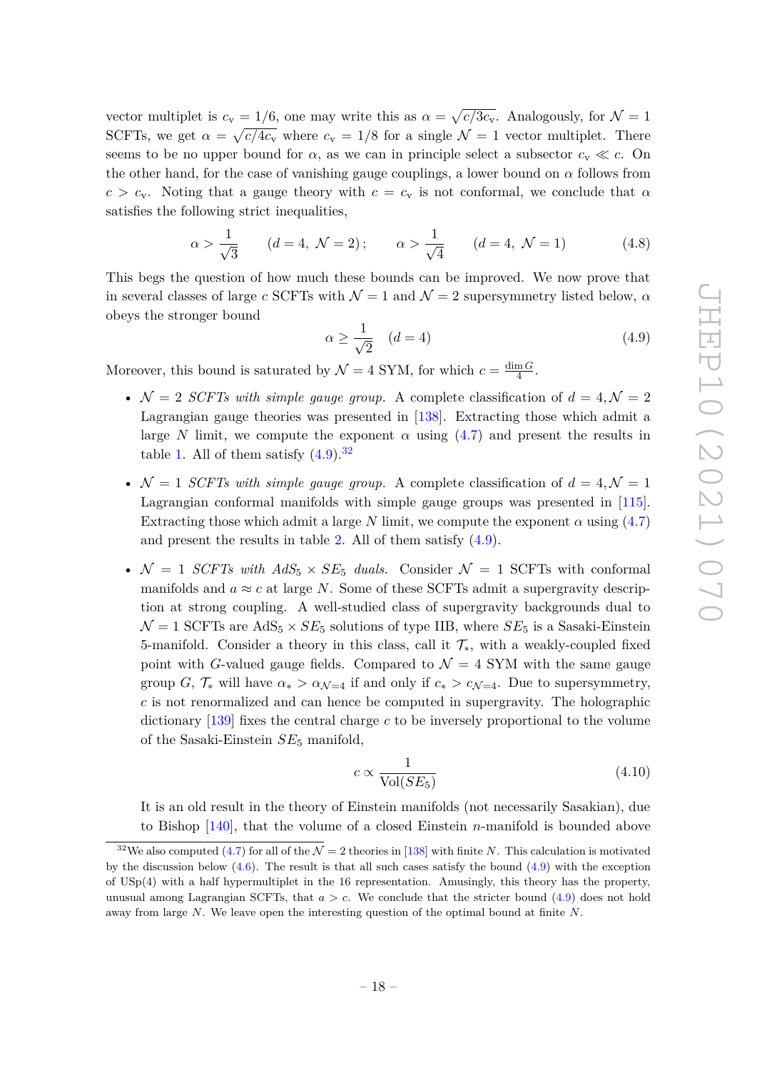vector multiplet is $c_v = 1/6$, one may write this as $\alpha = \sqrt{c/3c_v}$. Analogously, for $\mathcal{N} = 1$ SCFTs, we get $\alpha = \sqrt{c/4c_v}$ where $c_v = 1/8$ for a single $\mathcal{N} = 1$ vector multiplet. There seems to be no upper bound for $\alpha$, as we can in principle select a subsector $c_v \ll c$. On the other hand, for the case of vanishing gauge couplings, a lower bound on $\alpha$ follows from $c > c_v$. Noting that a gauge theory with $c = c_v$ is not conformal, we conclude that $\alpha$ satisfies the following strict inequalities,

$$\alpha > \frac{1}{\sqrt{3}} \qquad (d = 4,\ \mathcal{N} = 2)\,; \qquad \alpha > \frac{1}{\sqrt{4}} \qquad (d = 4,\ \mathcal{N} = 1) \tag{4.8}$$

This begs the question of how much these bounds can be improved. We now prove that in several classes of large $c$ SCFTs with $\mathcal{N} = 1$ and $\mathcal{N} = 2$ supersymmetry listed below, $\alpha$ obeys the stronger bound

$$\alpha \geq \frac{1}{\sqrt{2}} \quad (d = 4) \tag{4.9}$$

Moreover, this bound is saturated by $\mathcal{N} = 4$ SYM, for which $c = \frac{\dim G}{4}$.

- $\mathcal{N} = 2$ *SCFTs with simple gauge group.* A complete classification of $d = 4, \mathcal{N} = 2$ Lagrangian gauge theories was presented in [138]. Extracting those which admit a large $N$ limit, we compute the exponent $\alpha$ using (4.7) and present the results in table 1. All of them satisfy (4.9).[32]

- $\mathcal{N} = 1$ *SCFTs with simple gauge group.* A complete classification of $d = 4, \mathcal{N} = 1$ Lagrangian conformal manifolds with simple gauge groups was presented in [115]. Extracting those which admit a large $N$ limit, we compute the exponent $\alpha$ using (4.7) and present the results in table 2. All of them satisfy (4.9).

- $\mathcal{N} = 1$ *SCFTs with* $AdS_5 \times SE_5$ *duals.* Consider $\mathcal{N} = 1$ SCFTs with conformal manifolds and $a \approx c$ at large $N$. Some of these SCFTs admit a supergravity description at strong coupling. A well-studied class of supergravity backgrounds dual to $\mathcal{N} = 1$ SCFTs are $\mathrm{AdS}_5 \times SE_5$ solutions of type IIB, where $SE_5$ is a Sasaki-Einstein 5-manifold. Consider a theory in this class, call it $\mathcal{T}_*$, with a weakly-coupled fixed point with $G$-valued gauge fields. Compared to $\mathcal{N} = 4$ SYM with the same gauge group $G$, $\mathcal{T}_*$ will have $\alpha_* > \alpha_{\mathcal{N}=4}$ if and only if $c_* > c_{\mathcal{N}=4}$. Due to supersymmetry, $c$ is not renormalized and can hence be computed in supergravity. The holographic dictionary [139] fixes the central charge $c$ to be inversely proportional to the volume of the Sasaki-Einstein $SE_5$ manifold,

$$c \propto \frac{1}{\mathrm{Vol}(SE_5)} \tag{4.10}$$

It is an old result in the theory of Einstein manifolds (not necessarily Sasakian), due to Bishop [140], that the volume of a closed Einstein $n$-manifold is bounded above

[32] We also computed (4.7) for all of the $\mathcal{N} = 2$ theories in [138] with finite $N$. This calculation is motivated by the discussion below (4.6). The result is that all such cases satisfy the bound (4.9) with the exception of USp(4) with a half hypermultiplet in the 16 representation. Amusingly, this theory has the property, unusual among Lagrangian SCFTs, that $a > c$. We conclude that the stricter bound (4.9) does not hold away from large $N$. We leave open the interesting question of the optimal bound at finite $N$.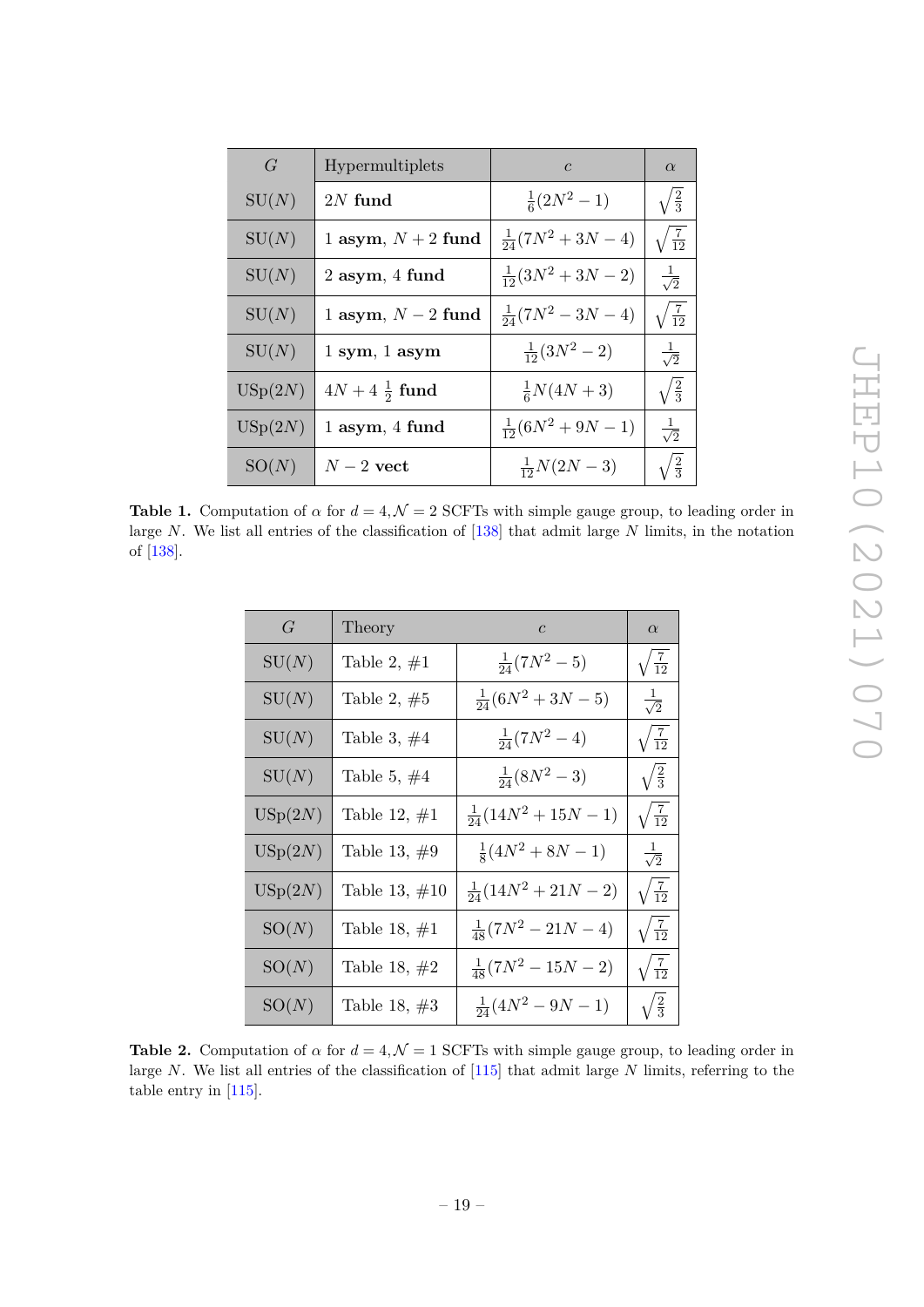| $G$ | Hypermultiplets | $c$ | $\alpha$ |
|---|---|---|---|
| $\mathrm{SU}(N)$ | $2N$ **fund** | $\frac{1}{6}(2N^2-1)$ | $\sqrt{\frac{2}{3}}$ |
| $\mathrm{SU}(N)$ | 1 **asym**, $N+2$ **fund** | $\frac{1}{24}(7N^2+3N-4)$ | $\sqrt{\frac{7}{12}}$ |
| $\mathrm{SU}(N)$ | 2 **asym**, 4 **fund** | $\frac{1}{12}(3N^2+3N-2)$ | $\frac{1}{\sqrt{2}}$ |
| $\mathrm{SU}(N)$ | 1 **asym**, $N-2$ **fund** | $\frac{1}{24}(7N^2-3N-4)$ | $\sqrt{\frac{7}{12}}$ |
| $\mathrm{SU}(N)$ | 1 **sym**, 1 **asym** | $\frac{1}{12}(3N^2-2)$ | $\frac{1}{\sqrt{2}}$ |
| $\mathrm{USp}(2N)$ | $4N+4$ $\frac{1}{2}$ **fund** | $\frac{1}{6}N(4N+3)$ | $\sqrt{\frac{2}{3}}$ |
| $\mathrm{USp}(2N)$ | 1 **asym**, 4 **fund** | $\frac{1}{12}(6N^2+9N-1)$ | $\frac{1}{\sqrt{2}}$ |
| $\mathrm{SO}(N)$ | $N-2$ **vect** | $\frac{1}{12}N(2N-3)$ | $\sqrt{\frac{2}{3}}$ |

**Table 1.** Computation of $\alpha$ for $d=4, \mathcal{N}=2$ SCFTs with simple gauge group, to leading order in large $N$. We list all entries of the classification of [138] that admit large $N$ limits, in the notation of [138].

| $G$ | Theory | $c$ | $\alpha$ |
|---|---|---|---|
| $\mathrm{SU}(N)$ | Table 2, #1 | $\frac{1}{24}(7N^2-5)$ | $\sqrt{\frac{7}{12}}$ |
| $\mathrm{SU}(N)$ | Table 2, #5 | $\frac{1}{24}(6N^2+3N-5)$ | $\frac{1}{\sqrt{2}}$ |
| $\mathrm{SU}(N)$ | Table 3, #4 | $\frac{1}{24}(7N^2-4)$ | $\sqrt{\frac{7}{12}}$ |
| $\mathrm{SU}(N)$ | Table 5, #4 | $\frac{1}{24}(8N^2-3)$ | $\sqrt{\frac{2}{3}}$ |
| $\mathrm{USp}(2N)$ | Table 12, #1 | $\frac{1}{24}(14N^2+15N-1)$ | $\sqrt{\frac{7}{12}}$ |
| $\mathrm{USp}(2N)$ | Table 13, #9 | $\frac{1}{8}(4N^2+8N-1)$ | $\frac{1}{\sqrt{2}}$ |
| $\mathrm{USp}(2N)$ | Table 13, #10 | $\frac{1}{24}(14N^2+21N-2)$ | $\sqrt{\frac{7}{12}}$ |
| $\mathrm{SO}(N)$ | Table 18, #1 | $\frac{1}{48}(7N^2-21N-4)$ | $\sqrt{\frac{7}{12}}$ |
| $\mathrm{SO}(N)$ | Table 18, #2 | $\frac{1}{48}(7N^2-15N-2)$ | $\sqrt{\frac{7}{12}}$ |
| $\mathrm{SO}(N)$ | Table 18, #3 | $\frac{1}{24}(4N^2-9N-1)$ | $\sqrt{\frac{2}{3}}$ |

**Table 2.** Computation of $\alpha$ for $d=4, \mathcal{N}=1$ SCFTs with simple gauge group, to leading order in large $N$. We list all entries of the classification of [115] that admit large $N$ limits, referring to the table entry in [115].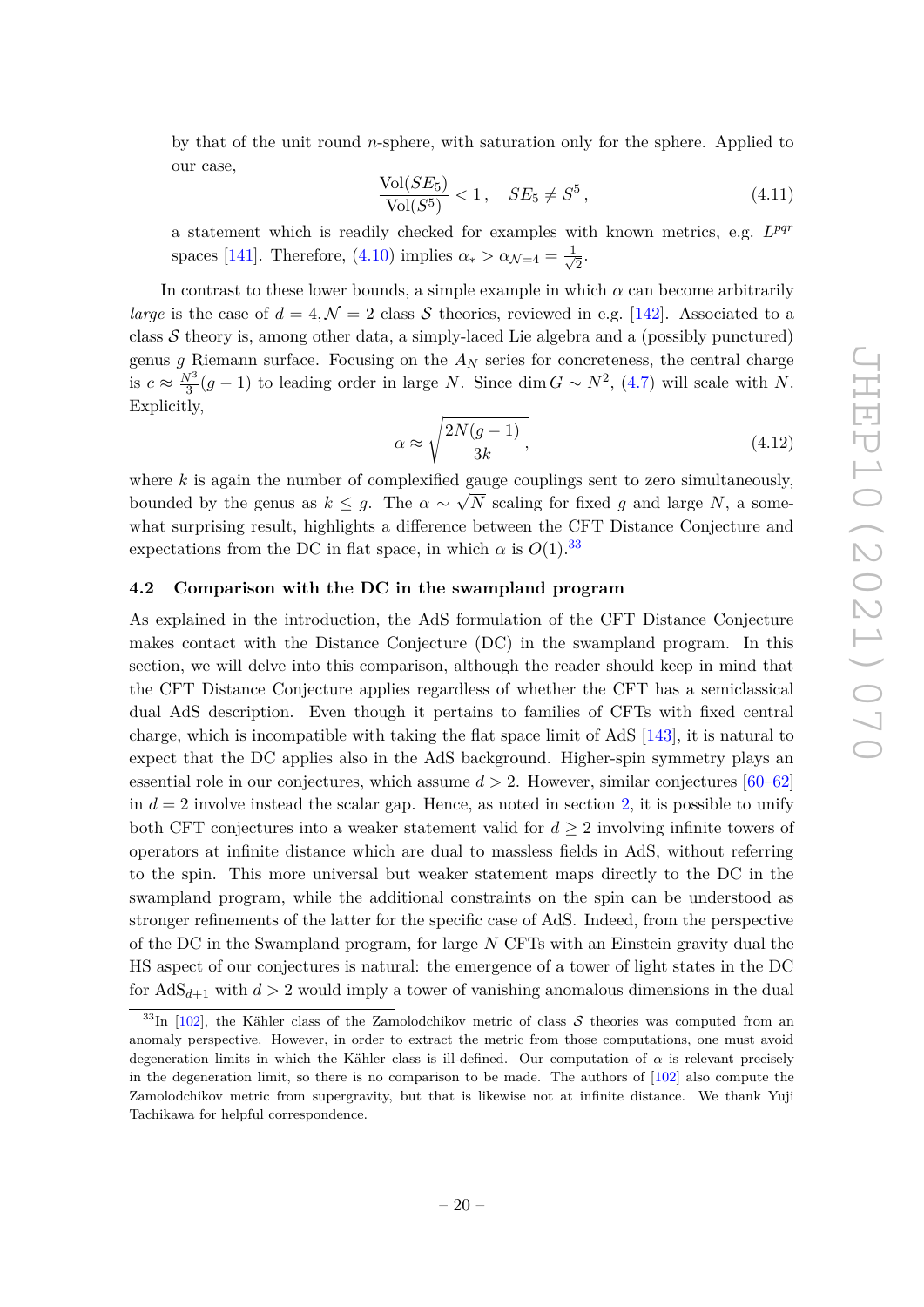by that of the unit round $n$-sphere, with saturation only for the sphere. Applied to our case,

$$\frac{\mathrm{Vol}(SE_5)}{\mathrm{Vol}(S^5)} < 1\,, \quad SE_5 \neq S^5\,, \tag{4.11}$$

a statement which is readily checked for examples with known metrics, e.g. $L^{pqr}$ spaces [141]. Therefore, (4.10) implies $\alpha_* > \alpha_{\mathcal{N}=4} = \frac{1}{\sqrt{2}}$.

In contrast to these lower bounds, a simple example in which $\alpha$ can become arbitrarily *large* is the case of $d = 4, \mathcal{N} = 2$ class $\mathcal{S}$ theories, reviewed in e.g. [142]. Associated to a class $\mathcal{S}$ theory is, among other data, a simply-laced Lie algebra and a (possibly punctured) genus $g$ Riemann surface. Focusing on the $A_N$ series for concreteness, the central charge is $c \approx \frac{N^3}{3}(g-1)$ to leading order in large $N$. Since $\dim G \sim N^2$, (4.7) will scale with $N$. Explicitly,

$$\alpha \approx \sqrt{\frac{2N(g-1)}{3k}}\,, \tag{4.12}$$

where $k$ is again the number of complexified gauge couplings sent to zero simultaneously, bounded by the genus as $k \leq g$. The $\alpha \sim \sqrt{N}$ scaling for fixed $g$ and large $N$, a somewhat surprising result, highlights a difference between the CFT Distance Conjecture and expectations from the DC in flat space, in which $\alpha$ is $O(1)$.[33]

## 4.2 Comparison with the DC in the swampland program

As explained in the introduction, the AdS formulation of the CFT Distance Conjecture makes contact with the Distance Conjecture (DC) in the swampland program. In this section, we will delve into this comparison, although the reader should keep in mind that the CFT Distance Conjecture applies regardless of whether the CFT has a semiclassical dual AdS description. Even though it pertains to families of CFTs with fixed central charge, which is incompatible with taking the flat space limit of AdS [143], it is natural to expect that the DC applies also in the AdS background. Higher-spin symmetry plays an essential role in our conjectures, which assume $d > 2$. However, similar conjectures [60–62] in $d = 2$ involve instead the scalar gap. Hence, as noted in section 2, it is possible to unify both CFT conjectures into a weaker statement valid for $d \geq 2$ involving infinite towers of operators at infinite distance which are dual to massless fields in AdS, without referring to the spin. This more universal but weaker statement maps directly to the DC in the swampland program, while the additional constraints on the spin can be understood as stronger refinements of the latter for the specific case of AdS. Indeed, from the perspective of the DC in the Swampland program, for large $N$ CFTs with an Einstein gravity dual the HS aspect of our conjectures is natural: the emergence of a tower of light states in the DC for $\mathrm{AdS}_{d+1}$ with $d > 2$ would imply a tower of vanishing anomalous dimensions in the dual

[33] In [102], the Kähler class of the Zamolodchikov metric of class $\mathcal{S}$ theories was computed from an anomaly perspective. However, in order to extract the metric from those computations, one must avoid degeneration limits in which the Kähler class is ill-defined. Our computation of $\alpha$ is relevant precisely in the degeneration limit, so there is no comparison to be made. The authors of [102] also compute the Zamolodchikov metric from supergravity, but that is likewise not at infinite distance. We thank Yuji Tachikawa for helpful correspondence.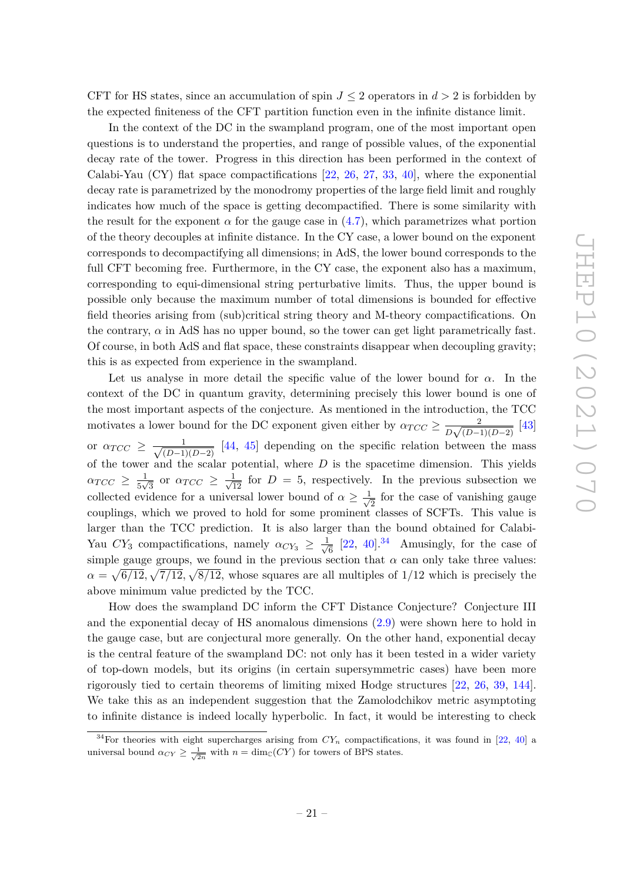CFT for HS states, since an accumulation of spin $J \leq 2$ operators in $d > 2$ is forbidden by the expected finiteness of the CFT partition function even in the infinite distance limit.

In the context of the DC in the swampland program, one of the most important open questions is to understand the properties, and range of possible values, of the exponential decay rate of the tower. Progress in this direction has been performed in the context of Calabi-Yau (CY) flat space compactifications [22, 26, 27, 33, 40], where the exponential decay rate is parametrized by the monodromy properties of the large field limit and roughly indicates how much of the space is getting decompactified. There is some similarity with the result for the exponent $\alpha$ for the gauge case in (4.7), which parametrizes what portion of the theory decouples at infinite distance. In the CY case, a lower bound on the exponent corresponds to decompactifying all dimensions; in AdS, the lower bound corresponds to the full CFT becoming free. Furthermore, in the CY case, the exponent also has a maximum, corresponding to equi-dimensional string perturbative limits. Thus, the upper bound is possible only because the maximum number of total dimensions is bounded for effective field theories arising from (sub)critical string theory and M-theory compactifications. On the contrary, $\alpha$ in AdS has no upper bound, so the tower can get light parametrically fast. Of course, in both AdS and flat space, these constraints disappear when decoupling gravity; this is as expected from experience in the swampland.

Let us analyse in more detail the specific value of the lower bound for $\alpha$. In the context of the DC in quantum gravity, determining precisely this lower bound is one of the most important aspects of the conjecture. As mentioned in the introduction, the TCC motivates a lower bound for the DC exponent given either by $\alpha_{TCC} \geq \frac{2}{D\sqrt{(D-1)(D-2)}}$ [43] or $\alpha_{TCC} \geq \frac{1}{\sqrt{(D-1)(D-2)}}$ [44, 45] depending on the specific relation between the mass of the tower and the scalar potential, where $D$ is the spacetime dimension. This yields $\alpha_{TCC} \geq \frac{1}{5\sqrt{3}}$ or $\alpha_{TCC} \geq \frac{1}{\sqrt{12}}$ for $D = 5$, respectively. In the previous subsection we collected evidence for a universal lower bound of $\alpha \geq \frac{1}{\sqrt{2}}$ for the case of vanishing gauge couplings, which we proved to hold for some prominent classes of SCFTs. This value is larger than the TCC prediction. It is also larger than the bound obtained for Calabi-Yau $CY_3$ compactifications, namely $\alpha_{CY_3} \geq \frac{1}{\sqrt{6}}$ [22, 40].[34] Amusingly, for the case of simple gauge groups, we found in the previous section that $\alpha$ can only take three values: $\alpha = \sqrt{6/12}, \sqrt{7/12}, \sqrt{8/12}$, whose squares are all multiples of $1/12$ which is precisely the above minimum value predicted by the TCC.

How does the swampland DC inform the CFT Distance Conjecture? Conjecture III and the exponential decay of HS anomalous dimensions (2.9) were shown here to hold in the gauge case, but are conjectural more generally. On the other hand, exponential decay is the central feature of the swampland DC: not only has it been tested in a wider variety of top-down models, but its origins (in certain supersymmetric cases) have been more rigorously tied to certain theorems of limiting mixed Hodge structures [22, 26, 39, 144]. We take this as an independent suggestion that the Zamolodchikov metric asymptoting to infinite distance is indeed locally hyperbolic. In fact, it would be interesting to check

[34] For theories with eight supercharges arising from $CY_n$ compactifications, it was found in [22, 40] a universal bound $\alpha_{CY} \geq \frac{1}{\sqrt{2n}}$ with $n = \dim_{\mathbb{C}}(CY)$ for towers of BPS states.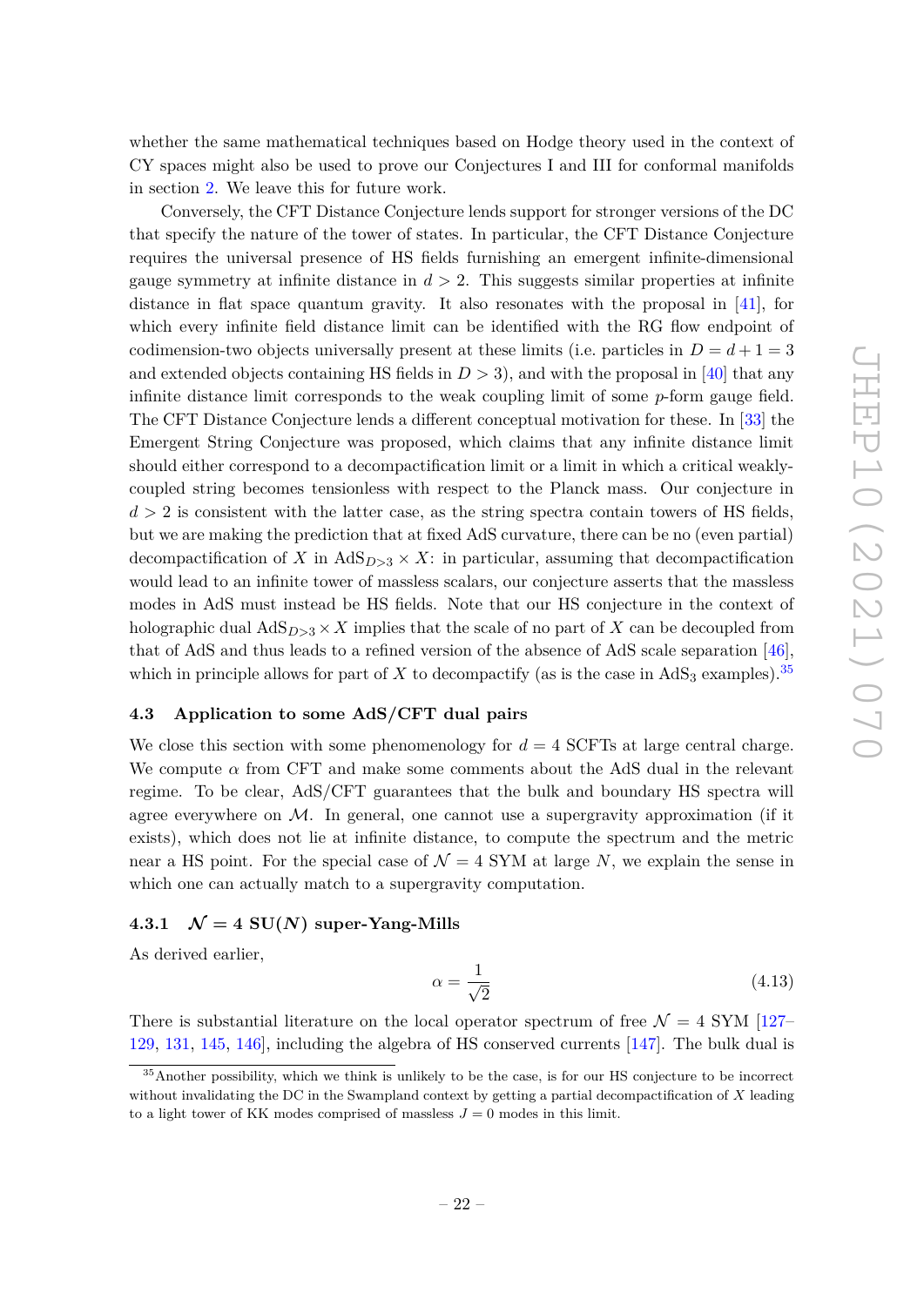whether the same mathematical techniques based on Hodge theory used in the context of CY spaces might also be used to prove our Conjectures I and III for conformal manifolds in section 2. We leave this for future work.

Conversely, the CFT Distance Conjecture lends support for stronger versions of the DC that specify the nature of the tower of states. In particular, the CFT Distance Conjecture requires the universal presence of HS fields furnishing an emergent infinite-dimensional gauge symmetry at infinite distance in $d > 2$. This suggests similar properties at infinite distance in flat space quantum gravity. It also resonates with the proposal in [41], for which every infinite field distance limit can be identified with the RG flow endpoint of codimension-two objects universally present at these limits (i.e. particles in $D = d + 1 = 3$ and extended objects containing HS fields in $D > 3$), and with the proposal in [40] that any infinite distance limit corresponds to the weak coupling limit of some $p$-form gauge field. The CFT Distance Conjecture lends a different conceptual motivation for these. In [33] the Emergent String Conjecture was proposed, which claims that any infinite distance limit should either correspond to a decompactification limit or a limit in which a critical weakly-coupled string becomes tensionless with respect to the Planck mass. Our conjecture in $d > 2$ is consistent with the latter case, as the string spectra contain towers of HS fields, but we are making the prediction that at fixed AdS curvature, there can be no (even partial) decompactification of $X$ in $\mathrm{AdS}_{D>3} \times X$: in particular, assuming that decompactification would lead to an infinite tower of massless scalars, our conjecture asserts that the massless modes in AdS must instead be HS fields. Note that our HS conjecture in the context of holographic dual $\mathrm{AdS}_{D>3} \times X$ implies that the scale of no part of $X$ can be decoupled from that of AdS and thus leads to a refined version of the absence of AdS scale separation [46], which in principle allows for part of $X$ to decompactify (as is the case in $\mathrm{AdS}_3$ examples).[35]

### 4.3 Application to some AdS/CFT dual pairs

We close this section with some phenomenology for $d = 4$ SCFTs at large central charge. We compute $\alpha$ from CFT and make some comments about the AdS dual in the relevant regime. To be clear, AdS/CFT guarantees that the bulk and boundary HS spectra will agree everywhere on $\mathcal{M}$. In general, one cannot use a supergravity approximation (if it exists), which does not lie at infinite distance, to compute the spectrum and the metric near a HS point. For the special case of $\mathcal{N} = 4$ SYM at large $N$, we explain the sense in which one can actually match to a supergravity computation.

#### 4.3.1 $\mathcal{N} = 4$ SU($N$) super-Yang-Mills

As derived earlier,

$$\alpha = \frac{1}{\sqrt{2}} \tag{4.13}$$

There is substantial literature on the local operator spectrum of free $\mathcal{N} = 4$ SYM [127–129, 131, 145, 146], including the algebra of HS conserved currents [147]. The bulk dual is

[35] Another possibility, which we think is unlikely to be the case, is for our HS conjecture to be incorrect without invalidating the DC in the Swampland context by getting a partial decompactification of $X$ leading to a light tower of KK modes comprised of massless $J = 0$ modes in this limit.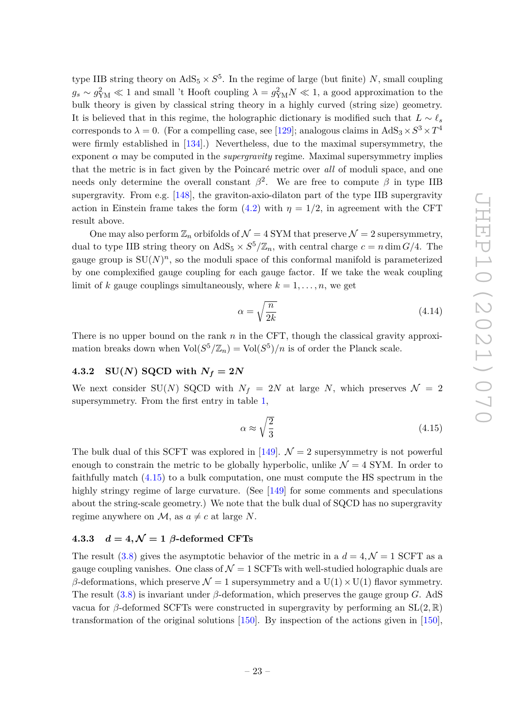type IIB string theory on $\mathrm{AdS}_5 \times S^5$. In the regime of large (but finite) $N$, small coupling $g_s \sim g_{\mathrm{YM}}^2 \ll 1$ and small 't Hooft coupling $\lambda = g_{\mathrm{YM}}^2 N \ll 1$, a good approximation to the bulk theory is given by classical string theory in a highly curved (string size) geometry. It is believed that in this regime, the holographic dictionary is modified such that $L \sim \ell_s$ corresponds to $\lambda = 0$. (For a compelling case, see [129]; analogous claims in $\mathrm{AdS}_3 \times S^3 \times T^4$ were firmly established in [134].) Nevertheless, due to the maximal supersymmetry, the exponent $\alpha$ may be computed in the *supergravity* regime. Maximal supersymmetry implies that the metric is in fact given by the Poincaré metric over *all* of moduli space, and one needs only determine the overall constant $\beta^2$. We are free to compute $\beta$ in type IIB supergravity. From e.g. [148], the graviton-axio-dilaton part of the type IIB supergravity action in Einstein frame takes the form (4.2) with $\eta = 1/2$, in agreement with the CFT result above.

One may also perform $\mathbb{Z}_n$ orbifolds of $\mathcal{N} = 4$ SYM that preserve $\mathcal{N} = 2$ supersymmetry, dual to type IIB string theory on $\mathrm{AdS}_5 \times S^5/\mathbb{Z}_n$, with central charge $c = n \dim G/4$. The gauge group is $\mathrm{SU}(N)^n$, so the moduli space of this conformal manifold is parameterized by one complexified gauge coupling for each gauge factor. If we take the weak coupling limit of $k$ gauge couplings simultaneously, where $k = 1, \ldots, n$, we get

$$\alpha = \sqrt{\frac{n}{2k}} \tag{4.14}$$

There is no upper bound on the rank $n$ in the CFT, though the classical gravity approximation breaks down when $\mathrm{Vol}(S^5/\mathbb{Z}_n) = \mathrm{Vol}(S^5)/n$ is of order the Planck scale.

### 4.3.2 SU($N$) SQCD with $N_f = 2N$

We next consider SU($N$) SQCD with $N_f = 2N$ at large $N$, which preserves $\mathcal{N} = 2$ supersymmetry. From the first entry in table 1,

$$\alpha \approx \sqrt{\frac{2}{3}} \tag{4.15}$$

The bulk dual of this SCFT was explored in [149]. $\mathcal{N} = 2$ supersymmetry is not powerful enough to constrain the metric to be globally hyperbolic, unlike $\mathcal{N} = 4$ SYM. In order to faithfully match (4.15) to a bulk computation, one must compute the HS spectrum in the highly stringy regime of large curvature. (See [149] for some comments and speculations about the string-scale geometry.) We note that the bulk dual of SQCD has no supergravity regime anywhere on $\mathcal{M}$, as $a \neq c$ at large $N$.

### 4.3.3 $d = 4, \mathcal{N} = 1$ $\beta$-deformed CFTs

The result (3.8) gives the asymptotic behavior of the metric in a $d = 4, \mathcal{N} = 1$ SCFT as a gauge coupling vanishes. One class of $\mathcal{N} = 1$ SCFTs with well-studied holographic duals are $\beta$-deformations, which preserve $\mathcal{N} = 1$ supersymmetry and a $\mathrm{U}(1) \times \mathrm{U}(1)$ flavor symmetry. The result (3.8) is invariant under $\beta$-deformation, which preserves the gauge group $G$. AdS vacua for $\beta$-deformed SCFTs were constructed in supergravity by performing an $\mathrm{SL}(2, \mathbb{R})$ transformation of the original solutions [150]. By inspection of the actions given in [150],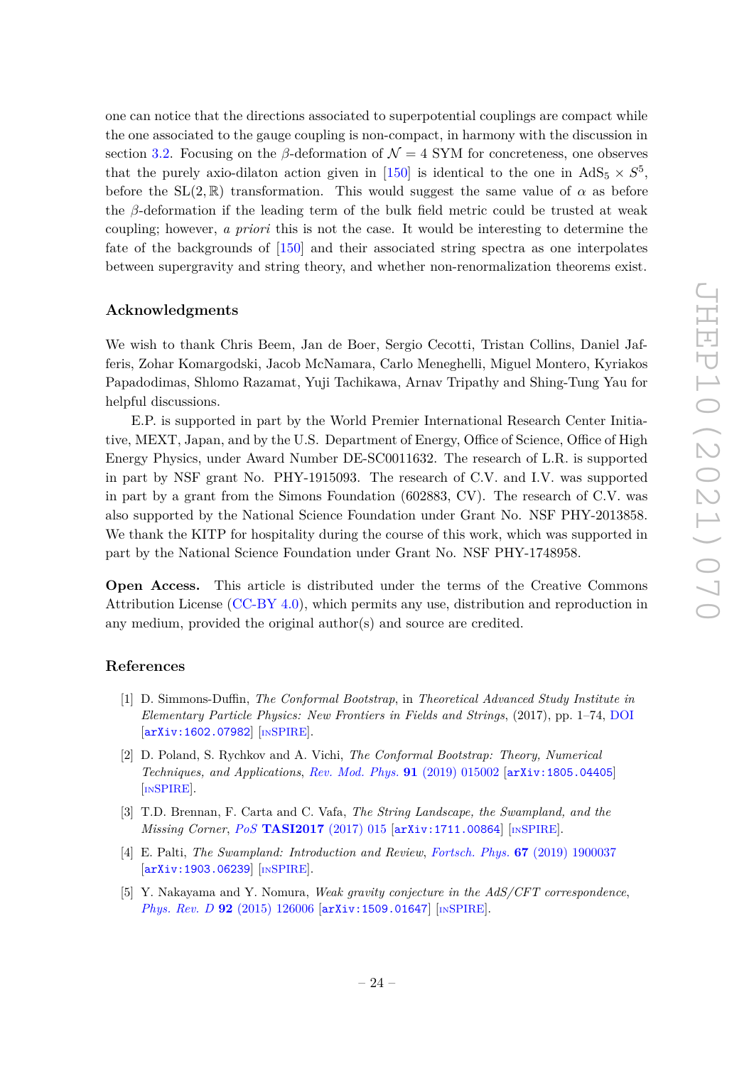one can notice that the directions associated to superpotential couplings are compact while the one associated to the gauge coupling is non-compact, in harmony with the discussion in section 3.2. Focusing on the $\beta$-deformation of $\mathcal{N}=4$ SYM for concreteness, one observes that the purely axio-dilaton action given in [150] is identical to the one in $\mathrm{AdS}_5 \times S^5$, before the $\mathrm{SL}(2,\mathbb{R})$ transformation. This would suggest the same value of $\alpha$ as before the $\beta$-deformation if the leading term of the bulk field metric could be trusted at weak coupling; however, *a priori* this is not the case. It would be interesting to determine the fate of the backgrounds of [150] and their associated string spectra as one interpolates between supergravity and string theory, and whether non-renormalization theorems exist.

## Acknowledgments

We wish to thank Chris Beem, Jan de Boer, Sergio Cecotti, Tristan Collins, Daniel Jafferis, Zohar Komargodski, Jacob McNamara, Carlo Meneghelli, Miguel Montero, Kyriakos Papadodimas, Shlomo Razamat, Yuji Tachikawa, Arnav Tripathy and Shing-Tung Yau for helpful discussions.

E.P. is supported in part by the World Premier International Research Center Initiative, MEXT, Japan, and by the U.S. Department of Energy, Office of Science, Office of High Energy Physics, under Award Number DE-SC0011632. The research of L.R. is supported in part by NSF grant No. PHY-1915093. The research of C.V. and I.V. was supported in part by a grant from the Simons Foundation (602883, CV). The research of C.V. was also supported by the National Science Foundation under Grant No. NSF PHY-2013858. We thank the KITP for hospitality during the course of this work, which was supported in part by the National Science Foundation under Grant No. NSF PHY-1748958.

**Open Access.** This article is distributed under the terms of the Creative Commons Attribution License (CC-BY 4.0), which permits any use, distribution and reproduction in any medium, provided the original author(s) and source are credited.

## References

[1] D. Simmons-Duffin, *The Conformal Bootstrap*, in *Theoretical Advanced Study Institute in Elementary Particle Physics: New Frontiers in Fields and Strings*, (2017), pp. 1–74, DOI [arXiv:1602.07982] [INSPIRE].

[2] D. Poland, S. Rychkov and A. Vichi, *The Conformal Bootstrap: Theory, Numerical Techniques, and Applications*, *Rev. Mod. Phys.* **91** (2019) 015002 [arXiv:1805.04405] [INSPIRE].

[3] T.D. Brennan, F. Carta and C. Vafa, *The String Landscape, the Swampland, and the Missing Corner*, *PoS* **TASI2017** (2017) 015 [arXiv:1711.00864] [INSPIRE].

[4] E. Palti, *The Swampland: Introduction and Review*, *Fortsch. Phys.* **67** (2019) 1900037 [arXiv:1903.06239] [INSPIRE].

[5] Y. Nakayama and Y. Nomura, *Weak gravity conjecture in the AdS/CFT correspondence*, *Phys. Rev. D* **92** (2015) 126006 [arXiv:1509.01647] [INSPIRE].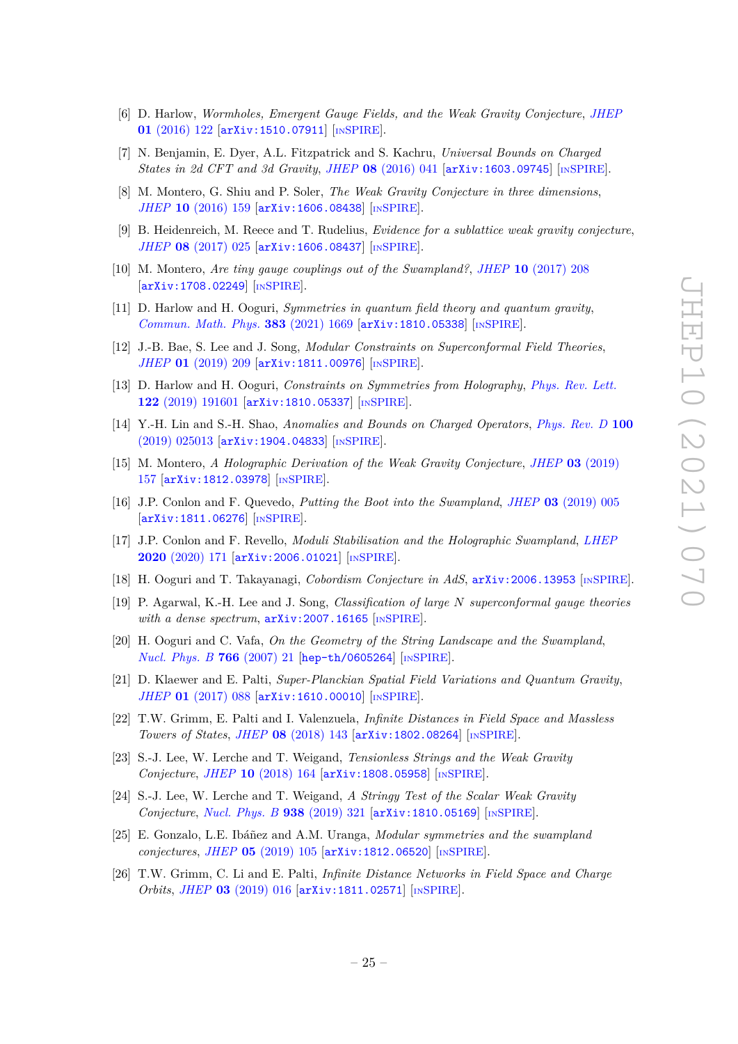[6] D. Harlow, *Wormholes, Emergent Gauge Fields, and the Weak Gravity Conjecture*, JHEP **01** (2016) 122 [arXiv:1510.07911] [INSPIRE].

[7] N. Benjamin, E. Dyer, A.L. Fitzpatrick and S. Kachru, *Universal Bounds on Charged States in 2d CFT and 3d Gravity*, JHEP **08** (2016) 041 [arXiv:1603.09745] [INSPIRE].

[8] M. Montero, G. Shiu and P. Soler, *The Weak Gravity Conjecture in three dimensions*, JHEP **10** (2016) 159 [arXiv:1606.08438] [INSPIRE].

[9] B. Heidenreich, M. Reece and T. Rudelius, *Evidence for a sublattice weak gravity conjecture*, JHEP **08** (2017) 025 [arXiv:1606.08437] [INSPIRE].

[10] M. Montero, *Are tiny gauge couplings out of the Swampland?*, JHEP **10** (2017) 208 [arXiv:1708.02249] [INSPIRE].

[11] D. Harlow and H. Ooguri, *Symmetries in quantum field theory and quantum gravity*, Commun. Math. Phys. **383** (2021) 1669 [arXiv:1810.05338] [INSPIRE].

[12] J.-B. Bae, S. Lee and J. Song, *Modular Constraints on Superconformal Field Theories*, JHEP **01** (2019) 209 [arXiv:1811.00976] [INSPIRE].

[13] D. Harlow and H. Ooguri, *Constraints on Symmetries from Holography*, Phys. Rev. Lett. **122** (2019) 191601 [arXiv:1810.05337] [INSPIRE].

[14] Y.-H. Lin and S.-H. Shao, *Anomalies and Bounds on Charged Operators*, Phys. Rev. D **100** (2019) 025013 [arXiv:1904.04833] [INSPIRE].

[15] M. Montero, *A Holographic Derivation of the Weak Gravity Conjecture*, JHEP **03** (2019) 157 [arXiv:1812.03978] [INSPIRE].

[16] J.P. Conlon and F. Quevedo, *Putting the Boot into the Swampland*, JHEP **03** (2019) 005 [arXiv:1811.06276] [INSPIRE].

[17] J.P. Conlon and F. Revello, *Moduli Stabilisation and the Holographic Swampland*, LHEP **2020** (2020) 171 [arXiv:2006.01021] [INSPIRE].

[18] H. Ooguri and T. Takayanagi, *Cobordism Conjecture in AdS*, arXiv:2006.13953 [INSPIRE].

[19] P. Agarwal, K.-H. Lee and J. Song, *Classification of large N superconformal gauge theories with a dense spectrum*, arXiv:2007.16165 [INSPIRE].

[20] H. Ooguri and C. Vafa, *On the Geometry of the String Landscape and the Swampland*, Nucl. Phys. B **766** (2007) 21 [hep-th/0605264] [INSPIRE].

[21] D. Klaewer and E. Palti, *Super-Planckian Spatial Field Variations and Quantum Gravity*, JHEP **01** (2017) 088 [arXiv:1610.00010] [INSPIRE].

[22] T.W. Grimm, E. Palti and I. Valenzuela, *Infinite Distances in Field Space and Massless Towers of States*, JHEP **08** (2018) 143 [arXiv:1802.08264] [INSPIRE].

[23] S.-J. Lee, W. Lerche and T. Weigand, *Tensionless Strings and the Weak Gravity Conjecture*, JHEP **10** (2018) 164 [arXiv:1808.05958] [INSPIRE].

[24] S.-J. Lee, W. Lerche and T. Weigand, *A Stringy Test of the Scalar Weak Gravity Conjecture*, Nucl. Phys. B **938** (2019) 321 [arXiv:1810.05169] [INSPIRE].

[25] E. Gonzalo, L.E. Ibáñez and A.M. Uranga, *Modular symmetries and the swampland conjectures*, JHEP **05** (2019) 105 [arXiv:1812.06520] [INSPIRE].

[26] T.W. Grimm, C. Li and E. Palti, *Infinite Distance Networks in Field Space and Charge Orbits*, JHEP **03** (2019) 016 [arXiv:1811.02571] [INSPIRE].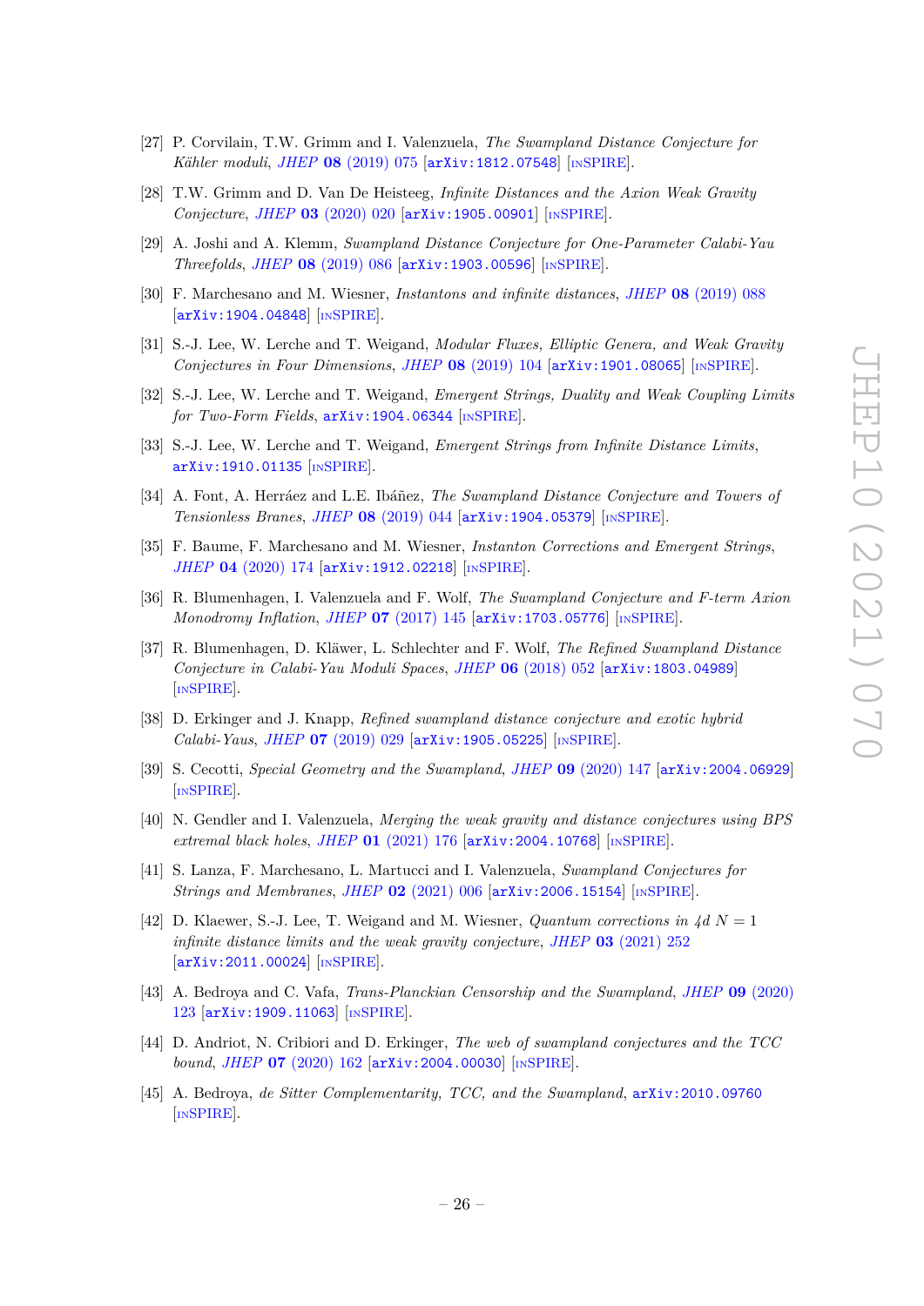[27] P. Corvilain, T.W. Grimm and I. Valenzuela, *The Swampland Distance Conjecture for Kähler moduli*, *JHEP* **08** (2019) 075 [arXiv:1812.07548] [INSPIRE].

[28] T.W. Grimm and D. Van De Heisteeg, *Infinite Distances and the Axion Weak Gravity Conjecture*, *JHEP* **03** (2020) 020 [arXiv:1905.00901] [INSPIRE].

[29] A. Joshi and A. Klemm, *Swampland Distance Conjecture for One-Parameter Calabi-Yau Threefolds*, *JHEP* **08** (2019) 086 [arXiv:1903.00596] [INSPIRE].

[30] F. Marchesano and M. Wiesner, *Instantons and infinite distances*, *JHEP* **08** (2019) 088 [arXiv:1904.04848] [INSPIRE].

[31] S.-J. Lee, W. Lerche and T. Weigand, *Modular Fluxes, Elliptic Genera, and Weak Gravity Conjectures in Four Dimensions*, *JHEP* **08** (2019) 104 [arXiv:1901.08065] [INSPIRE].

[32] S.-J. Lee, W. Lerche and T. Weigand, *Emergent Strings, Duality and Weak Coupling Limits for Two-Form Fields*, arXiv:1904.06344 [INSPIRE].

[33] S.-J. Lee, W. Lerche and T. Weigand, *Emergent Strings from Infinite Distance Limits*, arXiv:1910.01135 [INSPIRE].

[34] A. Font, A. Herráez and L.E. Ibáñez, *The Swampland Distance Conjecture and Towers of Tensionless Branes*, *JHEP* **08** (2019) 044 [arXiv:1904.05379] [INSPIRE].

[35] F. Baume, F. Marchesano and M. Wiesner, *Instanton Corrections and Emergent Strings*, *JHEP* **04** (2020) 174 [arXiv:1912.02218] [INSPIRE].

[36] R. Blumenhagen, I. Valenzuela and F. Wolf, *The Swampland Conjecture and F-term Axion Monodromy Inflation*, *JHEP* **07** (2017) 145 [arXiv:1703.05776] [INSPIRE].

[37] R. Blumenhagen, D. Kläwer, L. Schlechter and F. Wolf, *The Refined Swampland Distance Conjecture in Calabi-Yau Moduli Spaces*, *JHEP* **06** (2018) 052 [arXiv:1803.04989] [INSPIRE].

[38] D. Erkinger and J. Knapp, *Refined swampland distance conjecture and exotic hybrid Calabi-Yaus*, *JHEP* **07** (2019) 029 [arXiv:1905.05225] [INSPIRE].

[39] S. Cecotti, *Special Geometry and the Swampland*, *JHEP* **09** (2020) 147 [arXiv:2004.06929] [INSPIRE].

[40] N. Gendler and I. Valenzuela, *Merging the weak gravity and distance conjectures using BPS extremal black holes*, *JHEP* **01** (2021) 176 [arXiv:2004.10768] [INSPIRE].

[41] S. Lanza, F. Marchesano, L. Martucci and I. Valenzuela, *Swampland Conjectures for Strings and Membranes*, *JHEP* **02** (2021) 006 [arXiv:2006.15154] [INSPIRE].

[42] D. Klaewer, S.-J. Lee, T. Weigand and M. Wiesner, *Quantum corrections in 4d $N = 1$ infinite distance limits and the weak gravity conjecture*, *JHEP* **03** (2021) 252 [arXiv:2011.00024] [INSPIRE].

[43] A. Bedroya and C. Vafa, *Trans-Planckian Censorship and the Swampland*, *JHEP* **09** (2020) 123 [arXiv:1909.11063] [INSPIRE].

[44] D. Andriot, N. Cribiori and D. Erkinger, *The web of swampland conjectures and the TCC bound*, *JHEP* **07** (2020) 162 [arXiv:2004.00030] [INSPIRE].

[45] A. Bedroya, *de Sitter Complementarity, TCC, and the Swampland*, arXiv:2010.09760 [INSPIRE].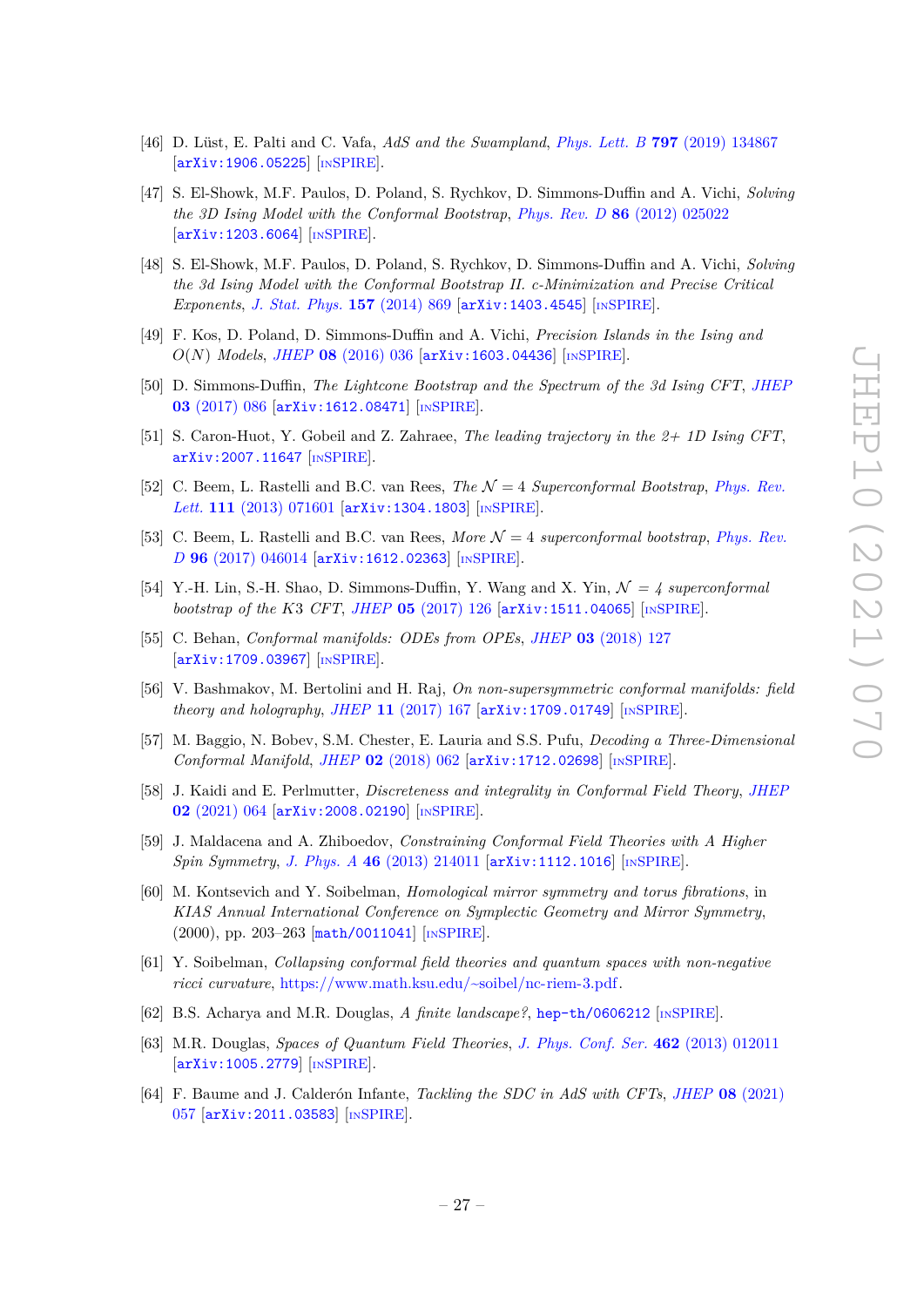- [46] D. Lüst, E. Palti and C. Vafa, *AdS and the Swampland*, *Phys. Lett. B* **797** (2019) 134867 [arXiv:1906.05225] [INSPIRE].
- [47] S. El-Showk, M.F. Paulos, D. Poland, S. Rychkov, D. Simmons-Duffin and A. Vichi, *Solving the 3D Ising Model with the Conformal Bootstrap*, *Phys. Rev. D* **86** (2012) 025022 [arXiv:1203.6064] [INSPIRE].
- [48] S. El-Showk, M.F. Paulos, D. Poland, S. Rychkov, D. Simmons-Duffin and A. Vichi, *Solving the 3d Ising Model with the Conformal Bootstrap II. c-Minimization and Precise Critical Exponents*, *J. Stat. Phys.* **157** (2014) 869 [arXiv:1403.4545] [INSPIRE].
- [49] F. Kos, D. Poland, D. Simmons-Duffin and A. Vichi, *Precision Islands in the Ising and $O(N)$ Models*, *JHEP* **08** (2016) 036 [arXiv:1603.04436] [INSPIRE].
- [50] D. Simmons-Duffin, *The Lightcone Bootstrap and the Spectrum of the 3d Ising CFT*, *JHEP* **03** (2017) 086 [arXiv:1612.08471] [INSPIRE].
- [51] S. Caron-Huot, Y. Gobeil and Z. Zahraee, *The leading trajectory in the 2+ 1D Ising CFT*, arXiv:2007.11647 [INSPIRE].
- [52] C. Beem, L. Rastelli and B.C. van Rees, *The $\mathcal{N} = 4$ Superconformal Bootstrap*, *Phys. Rev. Lett.* **111** (2013) 071601 [arXiv:1304.1803] [INSPIRE].
- [53] C. Beem, L. Rastelli and B.C. van Rees, *More $\mathcal{N} = 4$ superconformal bootstrap*, *Phys. Rev. D* **96** (2017) 046014 [arXiv:1612.02363] [INSPIRE].
- [54] Y.-H. Lin, S.-H. Shao, D. Simmons-Duffin, Y. Wang and X. Yin, *$\mathcal{N} = 4$ superconformal bootstrap of the K3 CFT*, *JHEP* **05** (2017) 126 [arXiv:1511.04065] [INSPIRE].
- [55] C. Behan, *Conformal manifolds: ODEs from OPEs*, *JHEP* **03** (2018) 127 [arXiv:1709.03967] [INSPIRE].
- [56] V. Bashmakov, M. Bertolini and H. Raj, *On non-supersymmetric conformal manifolds: field theory and holography*, *JHEP* **11** (2017) 167 [arXiv:1709.01749] [INSPIRE].
- [57] M. Baggio, N. Bobev, S.M. Chester, E. Lauria and S.S. Pufu, *Decoding a Three-Dimensional Conformal Manifold*, *JHEP* **02** (2018) 062 [arXiv:1712.02698] [INSPIRE].
- [58] J. Kaidi and E. Perlmutter, *Discreteness and integrality in Conformal Field Theory*, *JHEP* **02** (2021) 064 [arXiv:2008.02190] [INSPIRE].
- [59] J. Maldacena and A. Zhiboedov, *Constraining Conformal Field Theories with A Higher Spin Symmetry*, *J. Phys. A* **46** (2013) 214011 [arXiv:1112.1016] [INSPIRE].
- [60] M. Kontsevich and Y. Soibelman, *Homological mirror symmetry and torus fibrations*, in *KIAS Annual International Conference on Symplectic Geometry and Mirror Symmetry*, (2000), pp. 203–263 [math/0011041] [INSPIRE].
- [61] Y. Soibelman, *Collapsing conformal field theories and quantum spaces with non-negative ricci curvature*, https://www.math.ksu.edu/~soibel/nc-riem-3.pdf.
- [62] B.S. Acharya and M.R. Douglas, *A finite landscape?*, hep-th/0606212 [INSPIRE].
- [63] M.R. Douglas, *Spaces of Quantum Field Theories*, *J. Phys. Conf. Ser.* **462** (2013) 012011 [arXiv:1005.2779] [INSPIRE].
- [64] F. Baume and J. Calderón Infante, *Tackling the SDC in AdS with CFTs*, *JHEP* **08** (2021) 057 [arXiv:2011.03583] [INSPIRE].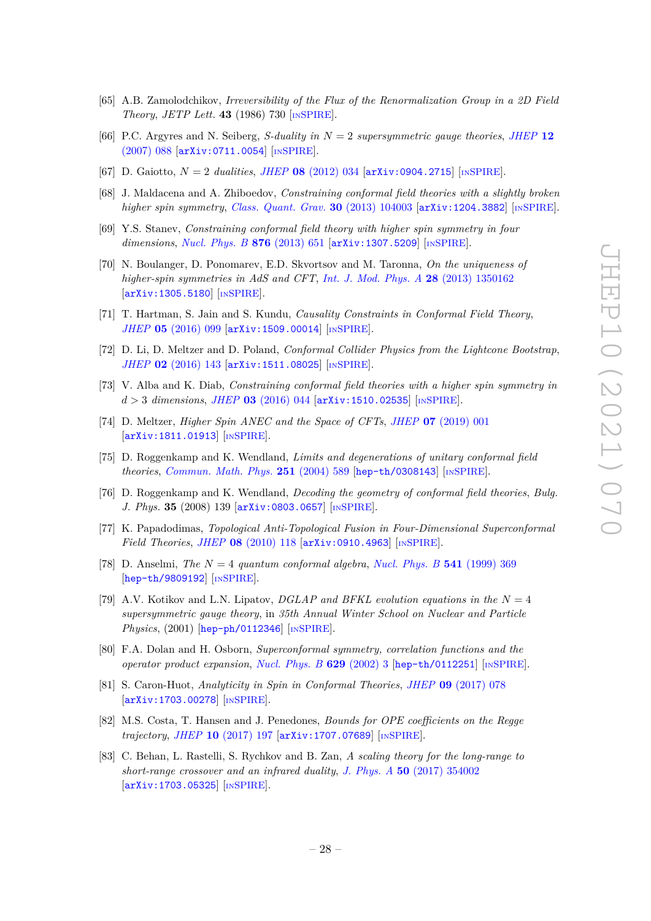[65] A.B. Zamolodchikov, *Irreversibility of the Flux of the Renormalization Group in a 2D Field Theory*, *JETP Lett.* **43** (1986) 730 [INSPIRE].

[66] P.C. Argyres and N. Seiberg, *S-duality in $N = 2$ supersymmetric gauge theories*, *JHEP* **12** (2007) 088 [arXiv:0711.0054] [INSPIRE].

[67] D. Gaiotto, *$N = 2$ dualities*, *JHEP* **08** (2012) 034 [arXiv:0904.2715] [INSPIRE].

[68] J. Maldacena and A. Zhiboedov, *Constraining conformal field theories with a slightly broken higher spin symmetry*, *Class. Quant. Grav.* **30** (2013) 104003 [arXiv:1204.3882] [INSPIRE].

[69] Y.S. Stanev, *Constraining conformal field theory with higher spin symmetry in four dimensions*, *Nucl. Phys. B* **876** (2013) 651 [arXiv:1307.5209] [INSPIRE].

[70] N. Boulanger, D. Ponomarev, E.D. Skvortsov and M. Taronna, *On the uniqueness of higher-spin symmetries in AdS and CFT*, *Int. J. Mod. Phys. A* **28** (2013) 1350162 [arXiv:1305.5180] [INSPIRE].

[71] T. Hartman, S. Jain and S. Kundu, *Causality Constraints in Conformal Field Theory*, *JHEP* **05** (2016) 099 [arXiv:1509.00014] [INSPIRE].

[72] D. Li, D. Meltzer and D. Poland, *Conformal Collider Physics from the Lightcone Bootstrap*, *JHEP* **02** (2016) 143 [arXiv:1511.08025] [INSPIRE].

[73] V. Alba and K. Diab, *Constraining conformal field theories with a higher spin symmetry in $d > 3$ dimensions*, *JHEP* **03** (2016) 044 [arXiv:1510.02535] [INSPIRE].

[74] D. Meltzer, *Higher Spin ANEC and the Space of CFTs*, *JHEP* **07** (2019) 001 [arXiv:1811.01913] [INSPIRE].

[75] D. Roggenkamp and K. Wendland, *Limits and degenerations of unitary conformal field theories*, *Commun. Math. Phys.* **251** (2004) 589 [hep-th/0308143] [INSPIRE].

[76] D. Roggenkamp and K. Wendland, *Decoding the geometry of conformal field theories*, *Bulg. J. Phys.* **35** (2008) 139 [arXiv:0803.0657] [INSPIRE].

[77] K. Papadodimas, *Topological Anti-Topological Fusion in Four-Dimensional Superconformal Field Theories*, *JHEP* **08** (2010) 118 [arXiv:0910.4963] [INSPIRE].

[78] D. Anselmi, *The $N = 4$ quantum conformal algebra*, *Nucl. Phys. B* **541** (1999) 369 [hep-th/9809192] [INSPIRE].

[79] A.V. Kotikov and L.N. Lipatov, *DGLAP and BFKL evolution equations in the $N = 4$ supersymmetric gauge theory*, in *35th Annual Winter School on Nuclear and Particle Physics*, (2001) [hep-ph/0112346] [INSPIRE].

[80] F.A. Dolan and H. Osborn, *Superconformal symmetry, correlation functions and the operator product expansion*, *Nucl. Phys. B* **629** (2002) 3 [hep-th/0112251] [INSPIRE].

[81] S. Caron-Huot, *Analyticity in Spin in Conformal Theories*, *JHEP* **09** (2017) 078 [arXiv:1703.00278] [INSPIRE].

[82] M.S. Costa, T. Hansen and J. Penedones, *Bounds for OPE coefficients on the Regge trajectory*, *JHEP* **10** (2017) 197 [arXiv:1707.07689] [INSPIRE].

[83] C. Behan, L. Rastelli, S. Rychkov and B. Zan, *A scaling theory for the long-range to short-range crossover and an infrared duality*, *J. Phys. A* **50** (2017) 354002 [arXiv:1703.05325] [INSPIRE].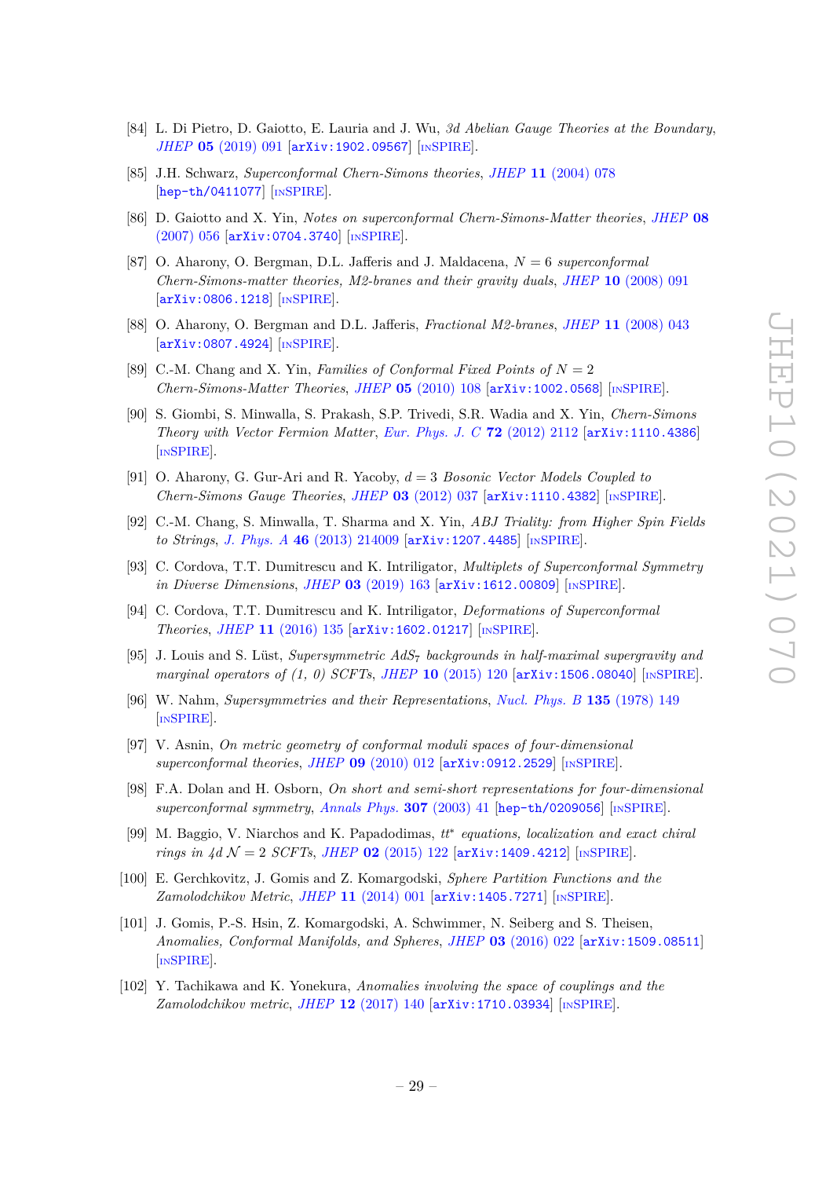[84] L. Di Pietro, D. Gaiotto, E. Lauria and J. Wu, *3d Abelian Gauge Theories at the Boundary*, JHEP **05** (2019) 091 [arXiv:1902.09567] [INSPIRE].

[85] J.H. Schwarz, *Superconformal Chern-Simons theories*, JHEP **11** (2004) 078 [hep-th/0411077] [INSPIRE].

[86] D. Gaiotto and X. Yin, *Notes on superconformal Chern-Simons-Matter theories*, JHEP **08** (2007) 056 [arXiv:0704.3740] [INSPIRE].

[87] O. Aharony, O. Bergman, D.L. Jafferis and J. Maldacena, *$N = 6$ superconformal Chern-Simons-matter theories, M2-branes and their gravity duals*, JHEP **10** (2008) 091 [arXiv:0806.1218] [INSPIRE].

[88] O. Aharony, O. Bergman and D.L. Jafferis, *Fractional M2-branes*, JHEP **11** (2008) 043 [arXiv:0807.4924] [INSPIRE].

[89] C.-M. Chang and X. Yin, *Families of Conformal Fixed Points of $N = 2$ Chern-Simons-Matter Theories*, JHEP **05** (2010) 108 [arXiv:1002.0568] [INSPIRE].

[90] S. Giombi, S. Minwalla, S. Prakash, S.P. Trivedi, S.R. Wadia and X. Yin, *Chern-Simons Theory with Vector Fermion Matter*, Eur. Phys. J. C **72** (2012) 2112 [arXiv:1110.4386] [INSPIRE].

[91] O. Aharony, G. Gur-Ari and R. Yacoby, *$d = 3$ Bosonic Vector Models Coupled to Chern-Simons Gauge Theories*, JHEP **03** (2012) 037 [arXiv:1110.4382] [INSPIRE].

[92] C.-M. Chang, S. Minwalla, T. Sharma and X. Yin, *ABJ Triality: from Higher Spin Fields to Strings*, J. Phys. A **46** (2013) 214009 [arXiv:1207.4485] [INSPIRE].

[93] C. Cordova, T.T. Dumitrescu and K. Intriligator, *Multiplets of Superconformal Symmetry in Diverse Dimensions*, JHEP **03** (2019) 163 [arXiv:1612.00809] [INSPIRE].

[94] C. Cordova, T.T. Dumitrescu and K. Intriligator, *Deformations of Superconformal Theories*, JHEP **11** (2016) 135 [arXiv:1602.01217] [INSPIRE].

[95] J. Louis and S. Lüst, *Supersymmetric $AdS_7$ backgrounds in half-maximal supergravity and marginal operators of (1, 0) SCFTs*, JHEP **10** (2015) 120 [arXiv:1506.08040] [INSPIRE].

[96] W. Nahm, *Supersymmetries and their Representations*, Nucl. Phys. B **135** (1978) 149 [INSPIRE].

[97] V. Asnin, *On metric geometry of conformal moduli spaces of four-dimensional superconformal theories*, JHEP **09** (2010) 012 [arXiv:0912.2529] [INSPIRE].

[98] F.A. Dolan and H. Osborn, *On short and semi-short representations for four-dimensional superconformal symmetry*, Annals Phys. **307** (2003) 41 [hep-th/0209056] [INSPIRE].

[99] M. Baggio, V. Niarchos and K. Papadodimas, *$tt^*$ equations, localization and exact chiral rings in 4d $\mathcal{N} = 2$ SCFTs*, JHEP **02** (2015) 122 [arXiv:1409.4212] [INSPIRE].

[100] E. Gerchkovitz, J. Gomis and Z. Komargodski, *Sphere Partition Functions and the Zamolodchikov Metric*, JHEP **11** (2014) 001 [arXiv:1405.7271] [INSPIRE].

[101] J. Gomis, P.-S. Hsin, Z. Komargodski, A. Schwimmer, N. Seiberg and S. Theisen, *Anomalies, Conformal Manifolds, and Spheres*, JHEP **03** (2016) 022 [arXiv:1509.08511] [INSPIRE].

[102] Y. Tachikawa and K. Yonekura, *Anomalies involving the space of couplings and the Zamolodchikov metric*, JHEP **12** (2017) 140 [arXiv:1710.03934] [INSPIRE].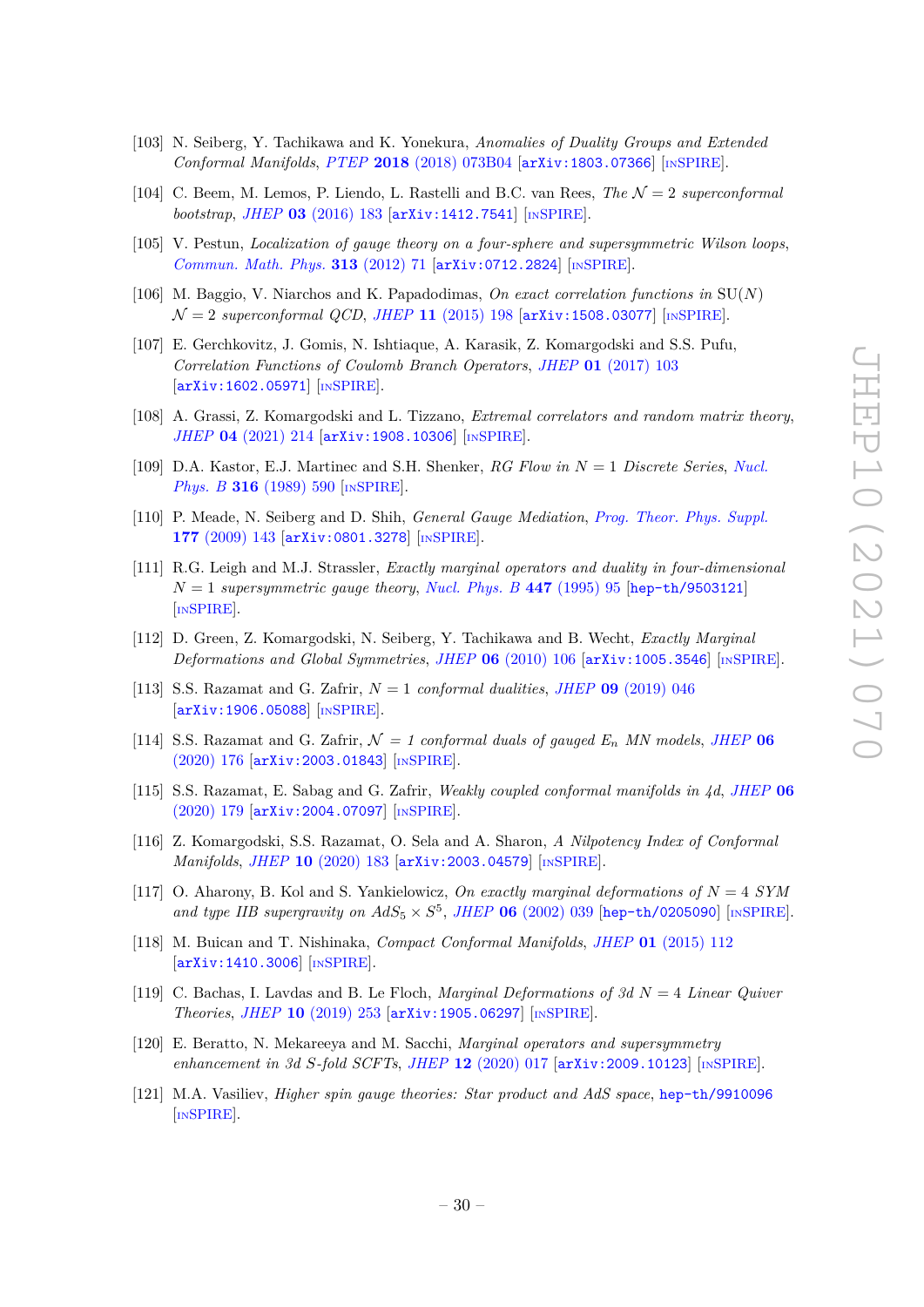[103] N. Seiberg, Y. Tachikawa and K. Yonekura, *Anomalies of Duality Groups and Extended Conformal Manifolds*, *PTEP* **2018** (2018) 073B04 [arXiv:1803.07366] [INSPIRE].

[104] C. Beem, M. Lemos, P. Liendo, L. Rastelli and B.C. van Rees, *The $\mathcal{N} = 2$ superconformal bootstrap*, *JHEP* **03** (2016) 183 [arXiv:1412.7541] [INSPIRE].

[105] V. Pestun, *Localization of gauge theory on a four-sphere and supersymmetric Wilson loops*, *Commun. Math. Phys.* **313** (2012) 71 [arXiv:0712.2824] [INSPIRE].

[106] M. Baggio, V. Niarchos and K. Papadodimas, *On exact correlation functions in* SU($N$) *$\mathcal{N} = 2$ superconformal QCD*, *JHEP* **11** (2015) 198 [arXiv:1508.03077] [INSPIRE].

[107] E. Gerchkovitz, J. Gomis, N. Ishtiaque, A. Karasik, Z. Komargodski and S.S. Pufu, *Correlation Functions of Coulomb Branch Operators*, *JHEP* **01** (2017) 103 [arXiv:1602.05971] [INSPIRE].

[108] A. Grassi, Z. Komargodski and L. Tizzano, *Extremal correlators and random matrix theory*, *JHEP* **04** (2021) 214 [arXiv:1908.10306] [INSPIRE].

[109] D.A. Kastor, E.J. Martinec and S.H. Shenker, *RG Flow in $N = 1$ Discrete Series*, *Nucl. Phys. B* **316** (1989) 590 [INSPIRE].

[110] P. Meade, N. Seiberg and D. Shih, *General Gauge Mediation*, *Prog. Theor. Phys. Suppl.* **177** (2009) 143 [arXiv:0801.3278] [INSPIRE].

[111] R.G. Leigh and M.J. Strassler, *Exactly marginal operators and duality in four-dimensional $N = 1$ supersymmetric gauge theory*, *Nucl. Phys. B* **447** (1995) 95 [hep-th/9503121] [INSPIRE].

[112] D. Green, Z. Komargodski, N. Seiberg, Y. Tachikawa and B. Wecht, *Exactly Marginal Deformations and Global Symmetries*, *JHEP* **06** (2010) 106 [arXiv:1005.3546] [INSPIRE].

[113] S.S. Razamat and G. Zafrir, *$N = 1$ conformal dualities*, *JHEP* **09** (2019) 046 [arXiv:1906.05088] [INSPIRE].

[114] S.S. Razamat and G. Zafrir, *$\mathcal{N} = 1$ conformal duals of gauged $E_n$ MN models*, *JHEP* **06** (2020) 176 [arXiv:2003.01843] [INSPIRE].

[115] S.S. Razamat, E. Sabag and G. Zafrir, *Weakly coupled conformal manifolds in 4d*, *JHEP* **06** (2020) 179 [arXiv:2004.07097] [INSPIRE].

[116] Z. Komargodski, S.S. Razamat, O. Sela and A. Sharon, *A Nilpotency Index of Conformal Manifolds*, *JHEP* **10** (2020) 183 [arXiv:2003.04579] [INSPIRE].

[117] O. Aharony, B. Kol and S. Yankielowicz, *On exactly marginal deformations of $N = 4$ SYM and type IIB supergravity on $AdS_5 \times S^5$*, *JHEP* **06** (2002) 039 [hep-th/0205090] [INSPIRE].

[118] M. Buican and T. Nishinaka, *Compact Conformal Manifolds*, *JHEP* **01** (2015) 112 [arXiv:1410.3006] [INSPIRE].

[119] C. Bachas, I. Lavdas and B. Le Floch, *Marginal Deformations of 3d $N = 4$ Linear Quiver Theories*, *JHEP* **10** (2019) 253 [arXiv:1905.06297] [INSPIRE].

[120] E. Beratto, N. Mekareeya and M. Sacchi, *Marginal operators and supersymmetry enhancement in 3d S-fold SCFTs*, *JHEP* **12** (2020) 017 [arXiv:2009.10123] [INSPIRE].

[121] M.A. Vasiliev, *Higher spin gauge theories: Star product and AdS space*, hep-th/9910096 [INSPIRE].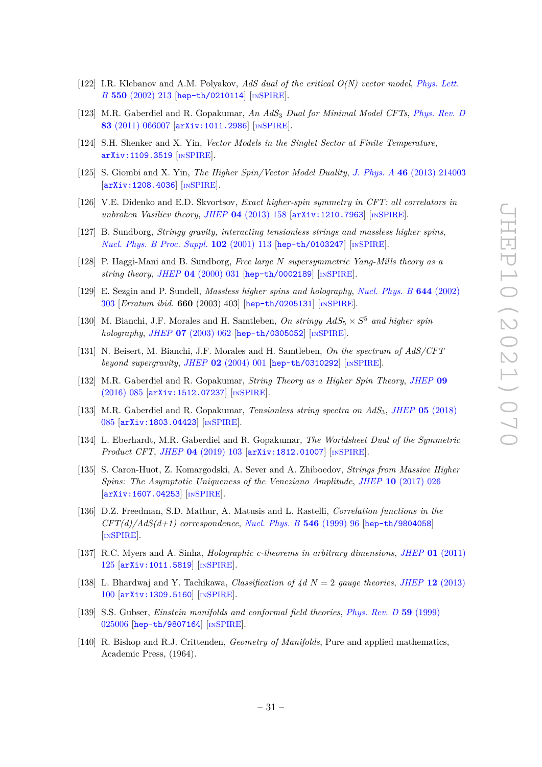[122] I.R. Klebanov and A.M. Polyakov, *AdS dual of the critical O(N) vector model*, *Phys. Lett. B* **550** (2002) 213 [hep-th/0210114] [INSPIRE].

[123] M.R. Gaberdiel and R. Gopakumar, *An $AdS_3$ Dual for Minimal Model CFTs*, *Phys. Rev. D* **83** (2011) 066007 [arXiv:1011.2986] [INSPIRE].

[124] S.H. Shenker and X. Yin, *Vector Models in the Singlet Sector at Finite Temperature*, arXiv:1109.3519 [INSPIRE].

[125] S. Giombi and X. Yin, *The Higher Spin/Vector Model Duality*, *J. Phys. A* **46** (2013) 214003 [arXiv:1208.4036] [INSPIRE].

[126] V.E. Didenko and E.D. Skvortsov, *Exact higher-spin symmetry in CFT: all correlators in unbroken Vasiliev theory*, *JHEP* **04** (2013) 158 [arXiv:1210.7963] [INSPIRE].

[127] B. Sundborg, *Stringy gravity, interacting tensionless strings and massless higher spins*, *Nucl. Phys. B Proc. Suppl.* **102** (2001) 113 [hep-th/0103247] [INSPIRE].

[128] P. Haggi-Mani and B. Sundborg, *Free large N supersymmetric Yang-Mills theory as a string theory*, *JHEP* **04** (2000) 031 [hep-th/0002189] [INSPIRE].

[129] E. Sezgin and P. Sundell, *Massless higher spins and holography*, *Nucl. Phys. B* **644** (2002) 303 [*Erratum ibid.* **660** (2003) 403] [hep-th/0205131] [INSPIRE].

[130] M. Bianchi, J.F. Morales and H. Samtleben, *On stringy $AdS_5 \times S^5$ and higher spin holography*, *JHEP* **07** (2003) 062 [hep-th/0305052] [INSPIRE].

[131] N. Beisert, M. Bianchi, J.F. Morales and H. Samtleben, *On the spectrum of AdS/CFT beyond supergravity*, *JHEP* **02** (2004) 001 [hep-th/0310292] [INSPIRE].

[132] M.R. Gaberdiel and R. Gopakumar, *String Theory as a Higher Spin Theory*, *JHEP* **09** (2016) 085 [arXiv:1512.07237] [INSPIRE].

[133] M.R. Gaberdiel and R. Gopakumar, *Tensionless string spectra on $AdS_3$*, *JHEP* **05** (2018) 085 [arXiv:1803.04423] [INSPIRE].

[134] L. Eberhardt, M.R. Gaberdiel and R. Gopakumar, *The Worldsheet Dual of the Symmetric Product CFT*, *JHEP* **04** (2019) 103 [arXiv:1812.01007] [INSPIRE].

[135] S. Caron-Huot, Z. Komargodski, A. Sever and A. Zhiboedov, *Strings from Massive Higher Spins: The Asymptotic Uniqueness of the Veneziano Amplitude*, *JHEP* **10** (2017) 026 [arXiv:1607.04253] [INSPIRE].

[136] D.Z. Freedman, S.D. Mathur, A. Matusis and L. Rastelli, *Correlation functions in the CFT(d)/AdS(d+1) correspondence*, *Nucl. Phys. B* **546** (1999) 96 [hep-th/9804058] [INSPIRE].

[137] R.C. Myers and A. Sinha, *Holographic c-theorems in arbitrary dimensions*, *JHEP* **01** (2011) 125 [arXiv:1011.5819] [INSPIRE].

[138] L. Bhardwaj and Y. Tachikawa, *Classification of 4d $N = 2$ gauge theories*, *JHEP* **12** (2013) 100 [arXiv:1309.5160] [INSPIRE].

[139] S.S. Gubser, *Einstein manifolds and conformal field theories*, *Phys. Rev. D* **59** (1999) 025006 [hep-th/9807164] [INSPIRE].

[140] R. Bishop and R.J. Crittenden, *Geometry of Manifolds*, Pure and applied mathematics, Academic Press, (1964).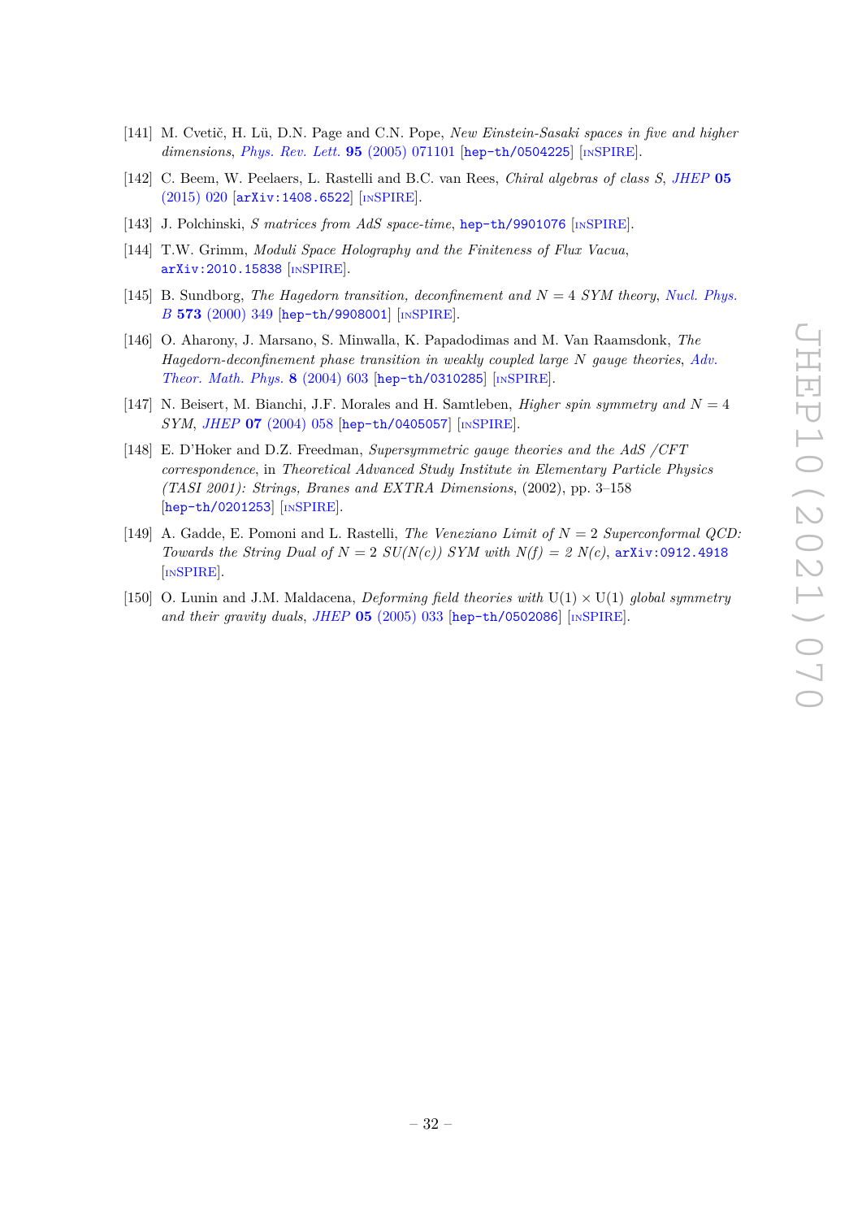[141] M. Cvetič, H. Lü, D.N. Page and C.N. Pope, *New Einstein-Sasaki spaces in five and higher dimensions*, *Phys. Rev. Lett.* **95** (2005) 071101 [hep-th/0504225] [INSPIRE].

[142] C. Beem, W. Peelaers, L. Rastelli and B.C. van Rees, *Chiral algebras of class S*, *JHEP* **05** (2015) 020 [arXiv:1408.6522] [INSPIRE].

[143] J. Polchinski, *S matrices from AdS space-time*, hep-th/9901076 [INSPIRE].

[144] T.W. Grimm, *Moduli Space Holography and the Finiteness of Flux Vacua*, arXiv:2010.15838 [INSPIRE].

[145] B. Sundborg, *The Hagedorn transition, deconfinement and $N = 4$ SYM theory*, *Nucl. Phys. B* **573** (2000) 349 [hep-th/9908001] [INSPIRE].

[146] O. Aharony, J. Marsano, S. Minwalla, K. Papadodimas and M. Van Raamsdonk, *The Hagedorn-deconfinement phase transition in weakly coupled large N gauge theories*, *Adv. Theor. Math. Phys.* **8** (2004) 603 [hep-th/0310285] [INSPIRE].

[147] N. Beisert, M. Bianchi, J.F. Morales and H. Samtleben, *Higher spin symmetry and $N = 4$ SYM*, *JHEP* **07** (2004) 058 [hep-th/0405057] [INSPIRE].

[148] E. D'Hoker and D.Z. Freedman, *Supersymmetric gauge theories and the AdS /CFT correspondence*, in *Theoretical Advanced Study Institute in Elementary Particle Physics (TASI 2001): Strings, Branes and EXTRA Dimensions*, (2002), pp. 3–158 [hep-th/0201253] [INSPIRE].

[149] A. Gadde, E. Pomoni and L. Rastelli, *The Veneziano Limit of $N = 2$ Superconformal QCD: Towards the String Dual of $N = 2$ SU(N(c)) SYM with N(f) = 2 N(c)*, arXiv:0912.4918 [INSPIRE].

[150] O. Lunin and J.M. Maldacena, *Deforming field theories with* $\mathrm{U}(1) \times \mathrm{U}(1)$ *global symmetry and their gravity duals*, *JHEP* **05** (2005) 033 [hep-th/0502086] [INSPIRE].